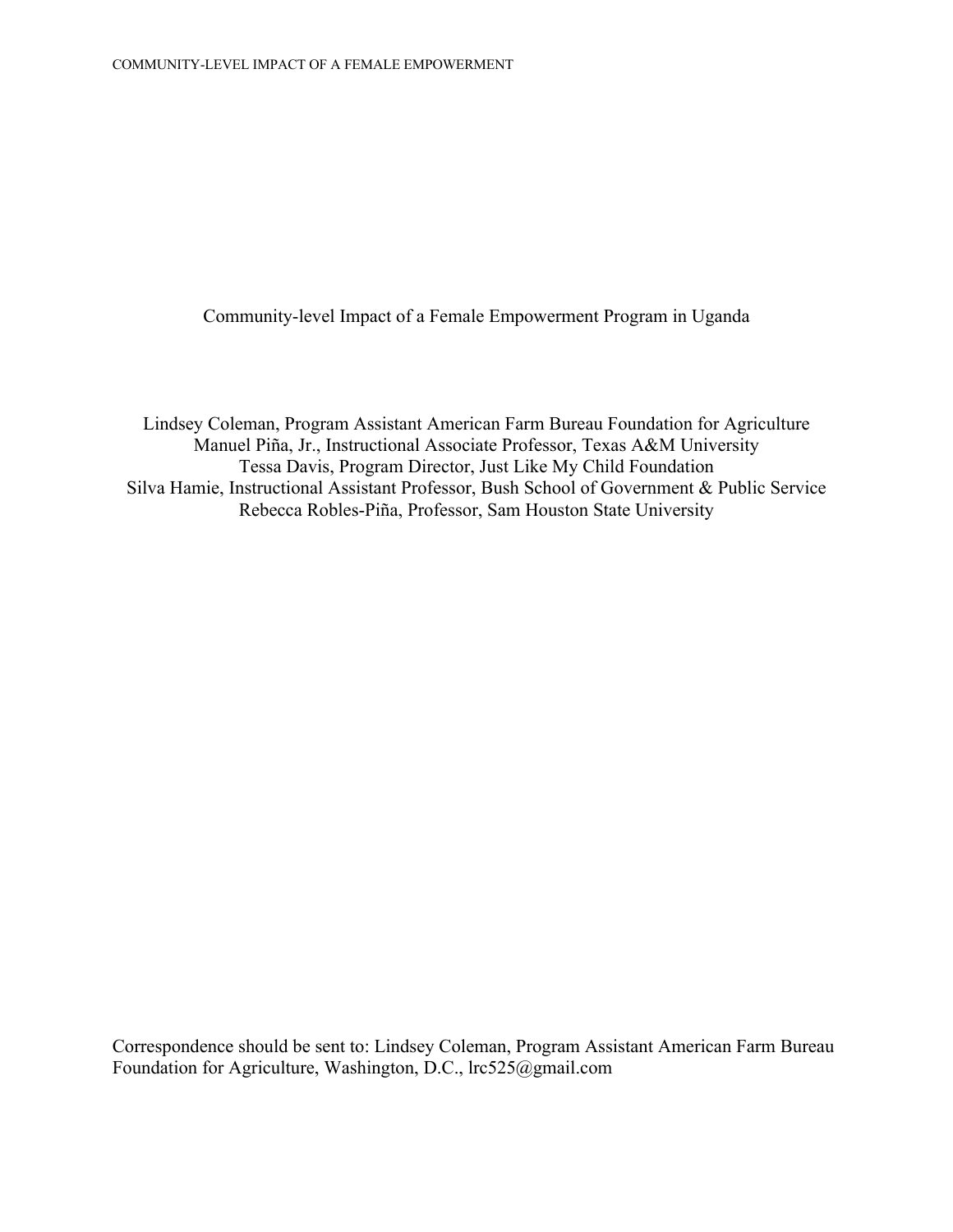# Community-level Impact of a Female Empowerment Program in Uganda

Lindsey Coleman, Program Assistant American Farm Bureau Foundation for Agriculture
Manuel Piña, Jr., Instructional Associate Professor, Texas A&M University
Tessa Davis, Program Director, Just Like My Child Foundation
Silva Hamie, Instructional Assistant Professor, Bush School of Government & Public Service
Rebecca Robles-Piña, Professor, Sam Houston State University

Correspondence should be sent to: Lindsey Coleman, Program Assistant American Farm Bureau Foundation for Agriculture, Washington, D.C., lrc525@gmail.com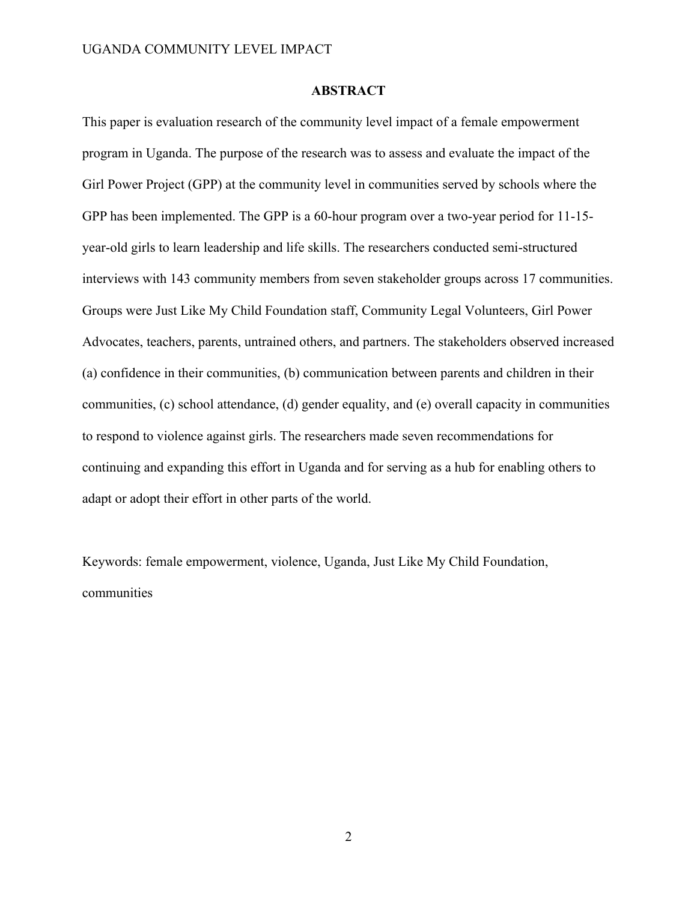## ABSTRACT

This paper is evaluation research of the community level impact of a female empowerment program in Uganda. The purpose of the research was to assess and evaluate the impact of the Girl Power Project (GPP) at the community level in communities served by schools where the GPP has been implemented. The GPP is a 60-hour program over a two-year period for 11-15-year-old girls to learn leadership and life skills. The researchers conducted semi-structured interviews with 143 community members from seven stakeholder groups across 17 communities. Groups were Just Like My Child Foundation staff, Community Legal Volunteers, Girl Power Advocates, teachers, parents, untrained others, and partners. The stakeholders observed increased (a) confidence in their communities, (b) communication between parents and children in their communities, (c) school attendance, (d) gender equality, and (e) overall capacity in communities to respond to violence against girls. The researchers made seven recommendations for continuing and expanding this effort in Uganda and for serving as a hub for enabling others to adapt or adopt their effort in other parts of the world.

Keywords: female empowerment, violence, Uganda, Just Like My Child Foundation, communities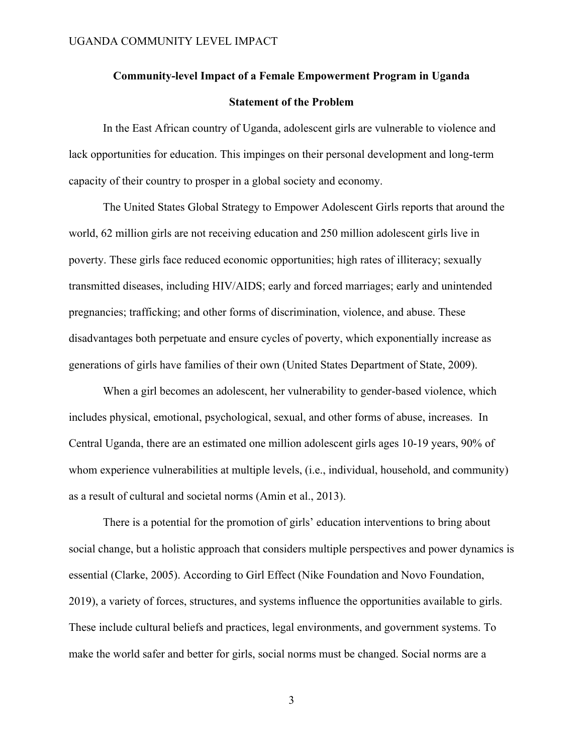# Community-level Impact of a Female Empowerment Program in Uganda

## Statement of the Problem

In the East African country of Uganda, adolescent girls are vulnerable to violence and lack opportunities for education. This impinges on their personal development and long-term capacity of their country to prosper in a global society and economy.

The United States Global Strategy to Empower Adolescent Girls reports that around the world, 62 million girls are not receiving education and 250 million adolescent girls live in poverty. These girls face reduced economic opportunities; high rates of illiteracy; sexually transmitted diseases, including HIV/AIDS; early and forced marriages; early and unintended pregnancies; trafficking; and other forms of discrimination, violence, and abuse. These disadvantages both perpetuate and ensure cycles of poverty, which exponentially increase as generations of girls have families of their own (United States Department of State, 2009).

When a girl becomes an adolescent, her vulnerability to gender-based violence, which includes physical, emotional, psychological, sexual, and other forms of abuse, increases. In Central Uganda, there are an estimated one million adolescent girls ages 10-19 years, 90% of whom experience vulnerabilities at multiple levels, (i.e., individual, household, and community) as a result of cultural and societal norms (Amin et al., 2013).

There is a potential for the promotion of girls' education interventions to bring about social change, but a holistic approach that considers multiple perspectives and power dynamics is essential (Clarke, 2005). According to Girl Effect (Nike Foundation and Novo Foundation, 2019), a variety of forces, structures, and systems influence the opportunities available to girls. These include cultural beliefs and practices, legal environments, and government systems. To make the world safer and better for girls, social norms must be changed. Social norms are a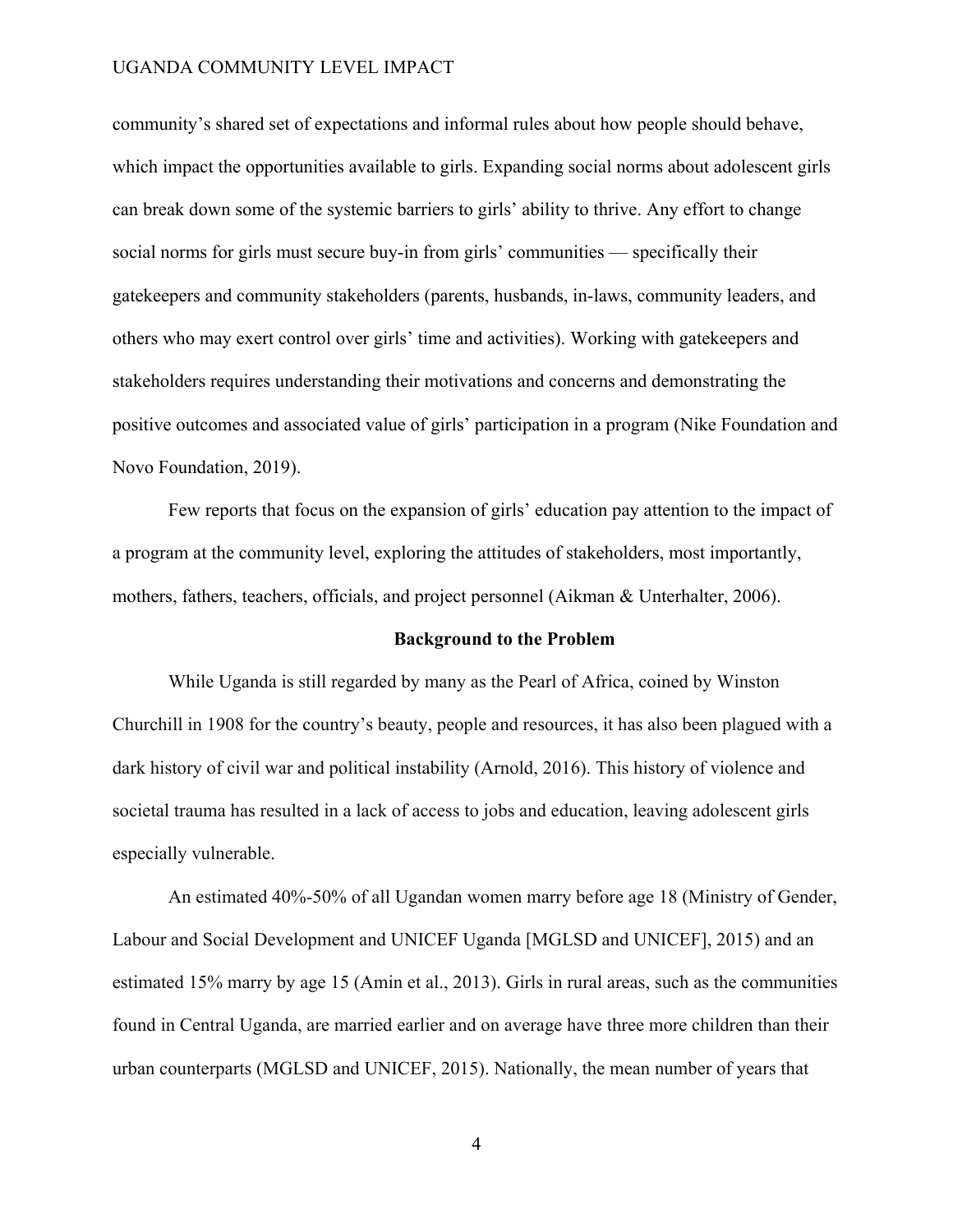community's shared set of expectations and informal rules about how people should behave, which impact the opportunities available to girls. Expanding social norms about adolescent girls can break down some of the systemic barriers to girls' ability to thrive. Any effort to change social norms for girls must secure buy-in from girls' communities — specifically their gatekeepers and community stakeholders (parents, husbands, in-laws, community leaders, and others who may exert control over girls' time and activities). Working with gatekeepers and stakeholders requires understanding their motivations and concerns and demonstrating the positive outcomes and associated value of girls' participation in a program (Nike Foundation and Novo Foundation, 2019).

Few reports that focus on the expansion of girls' education pay attention to the impact of a program at the community level, exploring the attitudes of stakeholders, most importantly, mothers, fathers, teachers, officials, and project personnel (Aikman & Unterhalter, 2006).

## Background to the Problem

While Uganda is still regarded by many as the Pearl of Africa, coined by Winston Churchill in 1908 for the country's beauty, people and resources, it has also been plagued with a dark history of civil war and political instability (Arnold, 2016). This history of violence and societal trauma has resulted in a lack of access to jobs and education, leaving adolescent girls especially vulnerable.

An estimated 40%-50% of all Ugandan women marry before age 18 (Ministry of Gender, Labour and Social Development and UNICEF Uganda [MGLSD and UNICEF], 2015) and an estimated 15% marry by age 15 (Amin et al., 2013). Girls in rural areas, such as the communities found in Central Uganda, are married earlier and on average have three more children than their urban counterparts (MGLSD and UNICEF, 2015). Nationally, the mean number of years that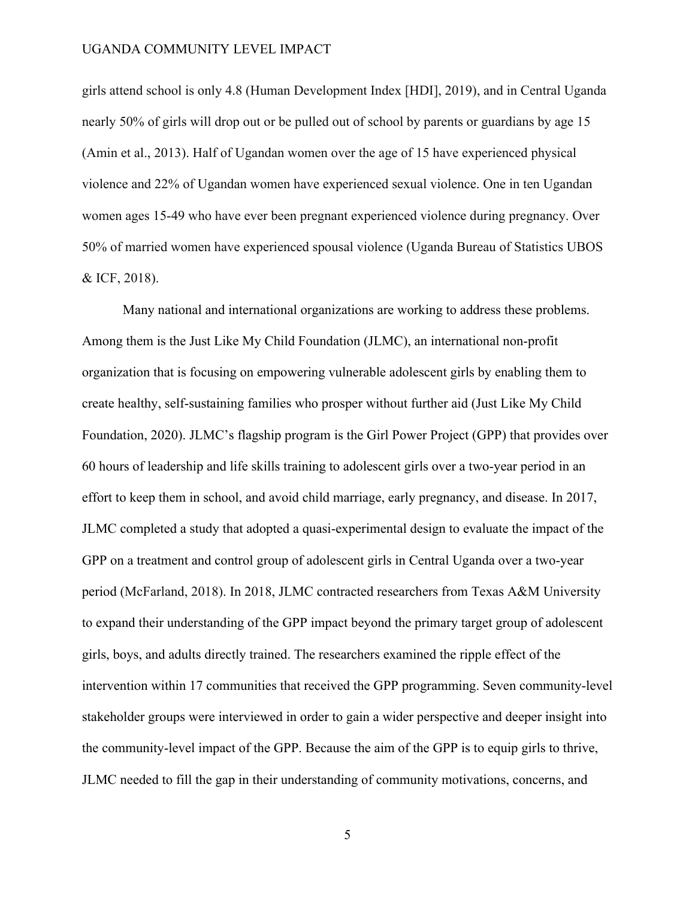girls attend school is only 4.8 (Human Development Index [HDI], 2019), and in Central Uganda nearly 50% of girls will drop out or be pulled out of school by parents or guardians by age 15 (Amin et al., 2013). Half of Ugandan women over the age of 15 have experienced physical violence and 22% of Ugandan women have experienced sexual violence. One in ten Ugandan women ages 15-49 who have ever been pregnant experienced violence during pregnancy. Over 50% of married women have experienced spousal violence (Uganda Bureau of Statistics UBOS & ICF, 2018).

Many national and international organizations are working to address these problems. Among them is the Just Like My Child Foundation (JLMC), an international non-profit organization that is focusing on empowering vulnerable adolescent girls by enabling them to create healthy, self-sustaining families who prosper without further aid (Just Like My Child Foundation, 2020). JLMC's flagship program is the Girl Power Project (GPP) that provides over 60 hours of leadership and life skills training to adolescent girls over a two-year period in an effort to keep them in school, and avoid child marriage, early pregnancy, and disease. In 2017, JLMC completed a study that adopted a quasi-experimental design to evaluate the impact of the GPP on a treatment and control group of adolescent girls in Central Uganda over a two-year period (McFarland, 2018). In 2018, JLMC contracted researchers from Texas A&M University to expand their understanding of the GPP impact beyond the primary target group of adolescent girls, boys, and adults directly trained. The researchers examined the ripple effect of the intervention within 17 communities that received the GPP programming. Seven community-level stakeholder groups were interviewed in order to gain a wider perspective and deeper insight into the community-level impact of the GPP. Because the aim of the GPP is to equip girls to thrive, JLMC needed to fill the gap in their understanding of community motivations, concerns, and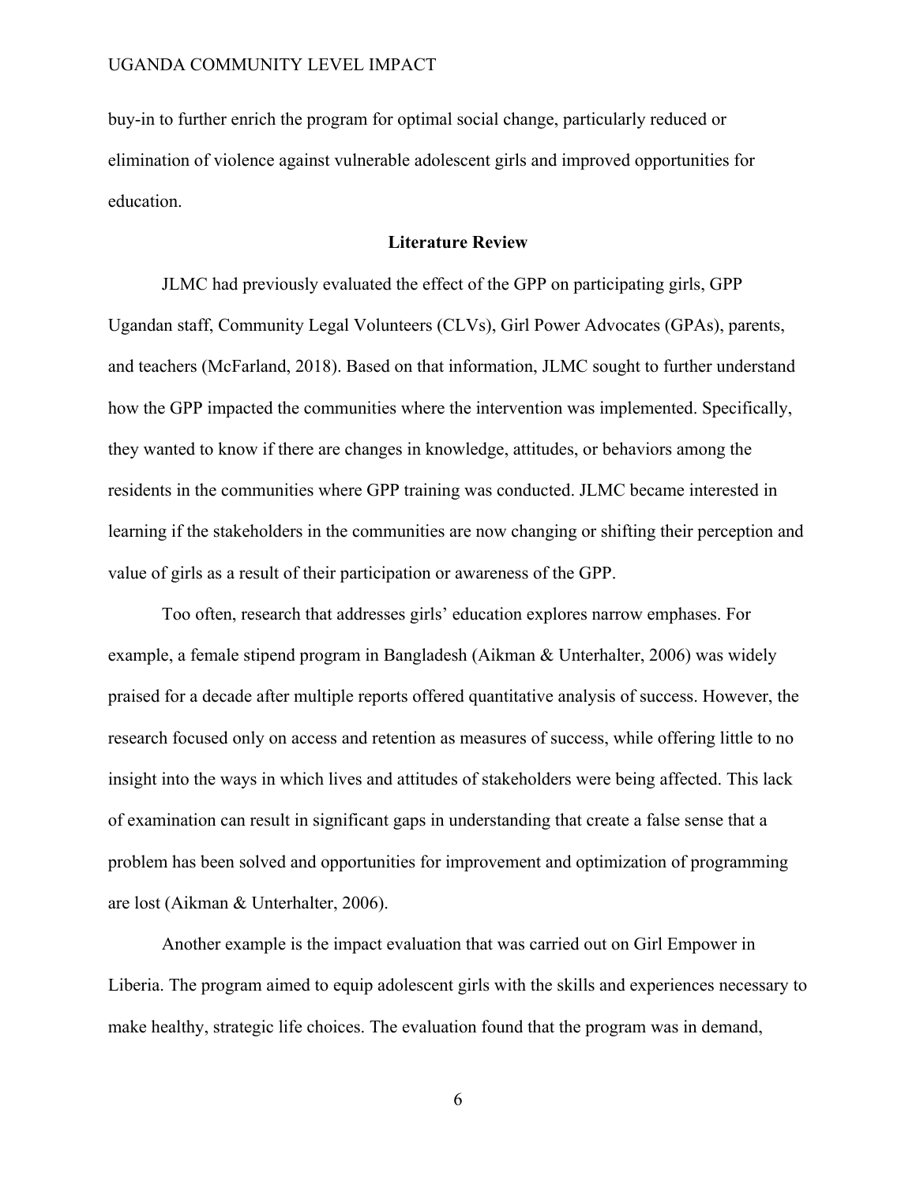buy-in to further enrich the program for optimal social change, particularly reduced or elimination of violence against vulnerable adolescent girls and improved opportunities for education.

## Literature Review

JLMC had previously evaluated the effect of the GPP on participating girls, GPP Ugandan staff, Community Legal Volunteers (CLVs), Girl Power Advocates (GPAs), parents, and teachers (McFarland, 2018). Based on that information, JLMC sought to further understand how the GPP impacted the communities where the intervention was implemented. Specifically, they wanted to know if there are changes in knowledge, attitudes, or behaviors among the residents in the communities where GPP training was conducted. JLMC became interested in learning if the stakeholders in the communities are now changing or shifting their perception and value of girls as a result of their participation or awareness of the GPP.

Too often, research that addresses girls' education explores narrow emphases. For example, a female stipend program in Bangladesh (Aikman & Unterhalter, 2006) was widely praised for a decade after multiple reports offered quantitative analysis of success. However, the research focused only on access and retention as measures of success, while offering little to no insight into the ways in which lives and attitudes of stakeholders were being affected. This lack of examination can result in significant gaps in understanding that create a false sense that a problem has been solved and opportunities for improvement and optimization of programming are lost (Aikman & Unterhalter, 2006).

Another example is the impact evaluation that was carried out on Girl Empower in Liberia. The program aimed to equip adolescent girls with the skills and experiences necessary to make healthy, strategic life choices. The evaluation found that the program was in demand,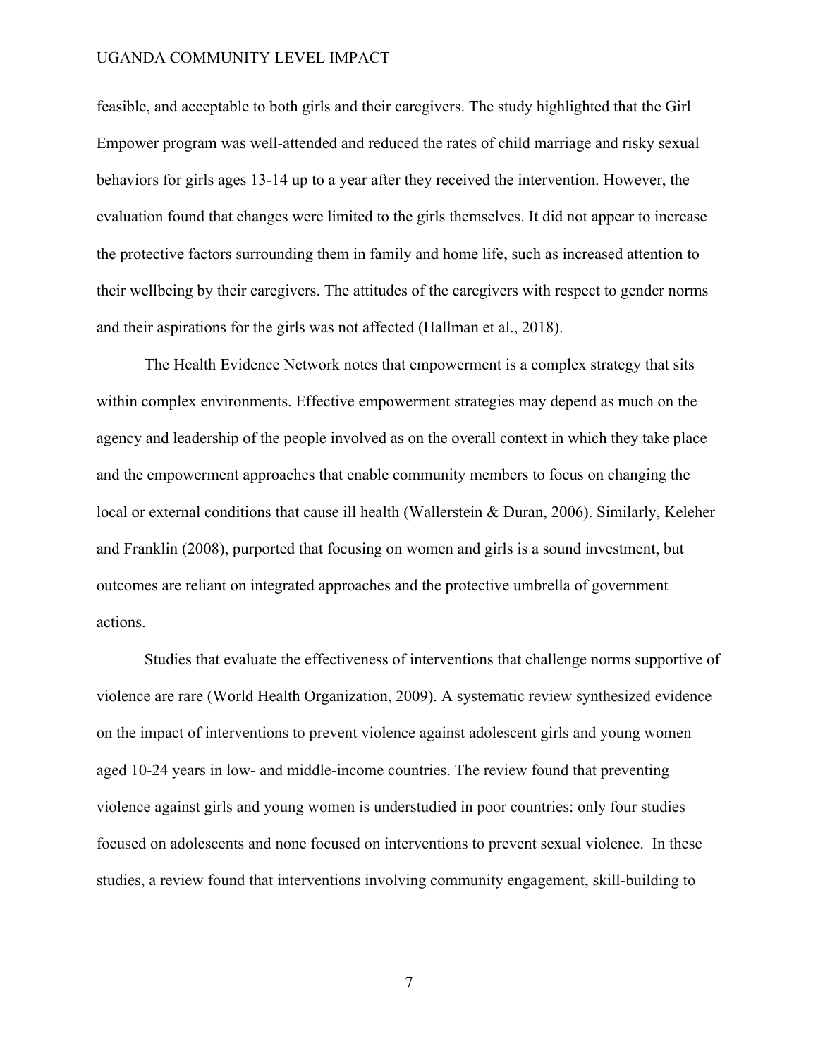feasible, and acceptable to both girls and their caregivers. The study highlighted that the Girl Empower program was well-attended and reduced the rates of child marriage and risky sexual behaviors for girls ages 13-14 up to a year after they received the intervention. However, the evaluation found that changes were limited to the girls themselves. It did not appear to increase the protective factors surrounding them in family and home life, such as increased attention to their wellbeing by their caregivers. The attitudes of the caregivers with respect to gender norms and their aspirations for the girls was not affected (Hallman et al., 2018).

The Health Evidence Network notes that empowerment is a complex strategy that sits within complex environments. Effective empowerment strategies may depend as much on the agency and leadership of the people involved as on the overall context in which they take place and the empowerment approaches that enable community members to focus on changing the local or external conditions that cause ill health (Wallerstein & Duran, 2006). Similarly, Keleher and Franklin (2008), purported that focusing on women and girls is a sound investment, but outcomes are reliant on integrated approaches and the protective umbrella of government actions.

Studies that evaluate the effectiveness of interventions that challenge norms supportive of violence are rare (World Health Organization, 2009). A systematic review synthesized evidence on the impact of interventions to prevent violence against adolescent girls and young women aged 10-24 years in low- and middle-income countries. The review found that preventing violence against girls and young women is understudied in poor countries: only four studies focused on adolescents and none focused on interventions to prevent sexual violence. In these studies, a review found that interventions involving community engagement, skill-building to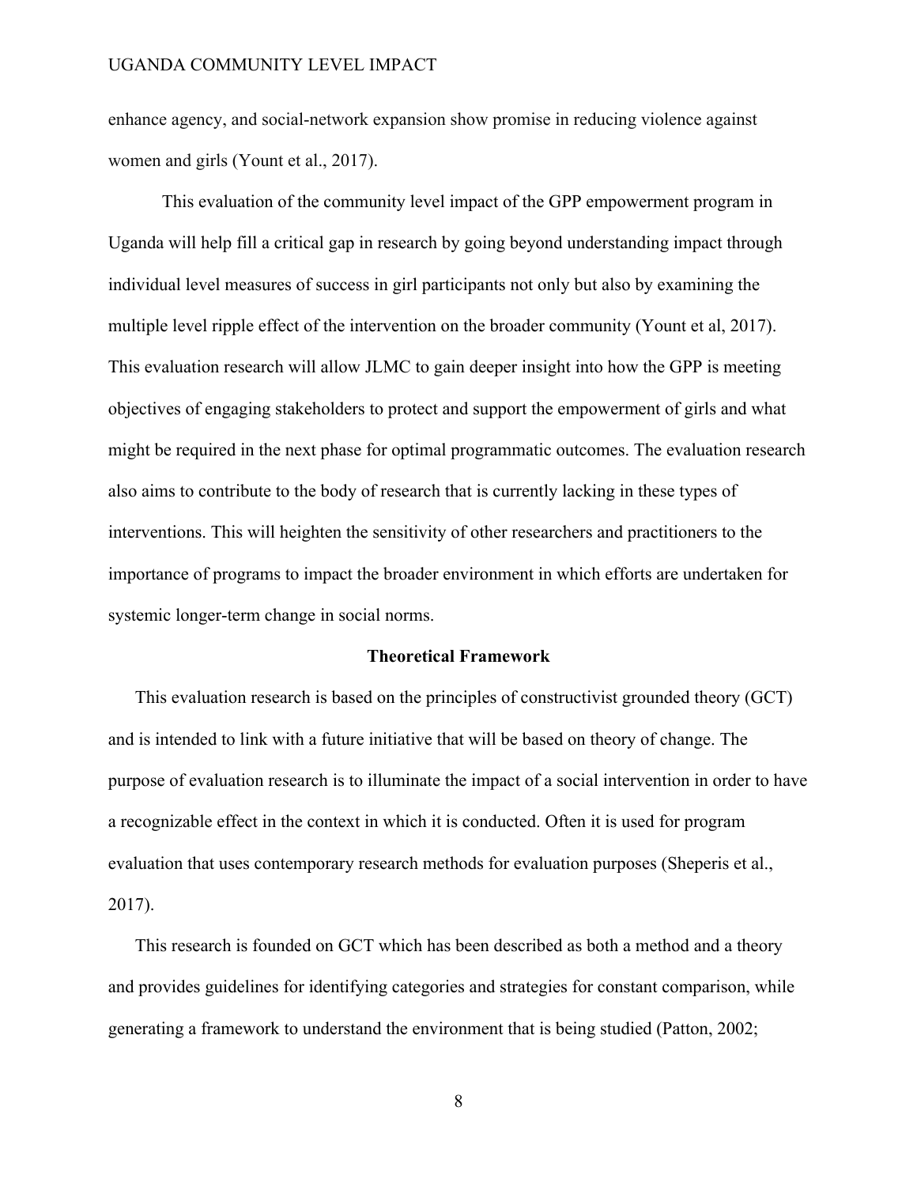enhance agency, and social-network expansion show promise in reducing violence against women and girls (Yount et al., 2017).

This evaluation of the community level impact of the GPP empowerment program in Uganda will help fill a critical gap in research by going beyond understanding impact through individual level measures of success in girl participants not only but also by examining the multiple level ripple effect of the intervention on the broader community (Yount et al, 2017). This evaluation research will allow JLMC to gain deeper insight into how the GPP is meeting objectives of engaging stakeholders to protect and support the empowerment of girls and what might be required in the next phase for optimal programmatic outcomes. The evaluation research also aims to contribute to the body of research that is currently lacking in these types of interventions. This will heighten the sensitivity of other researchers and practitioners to the importance of programs to impact the broader environment in which efforts are undertaken for systemic longer-term change in social norms.

## Theoretical Framework

This evaluation research is based on the principles of constructivist grounded theory (GCT) and is intended to link with a future initiative that will be based on theory of change. The purpose of evaluation research is to illuminate the impact of a social intervention in order to have a recognizable effect in the context in which it is conducted. Often it is used for program evaluation that uses contemporary research methods for evaluation purposes (Sheperis et al., 2017).

This research is founded on GCT which has been described as both a method and a theory and provides guidelines for identifying categories and strategies for constant comparison, while generating a framework to understand the environment that is being studied (Patton, 2002;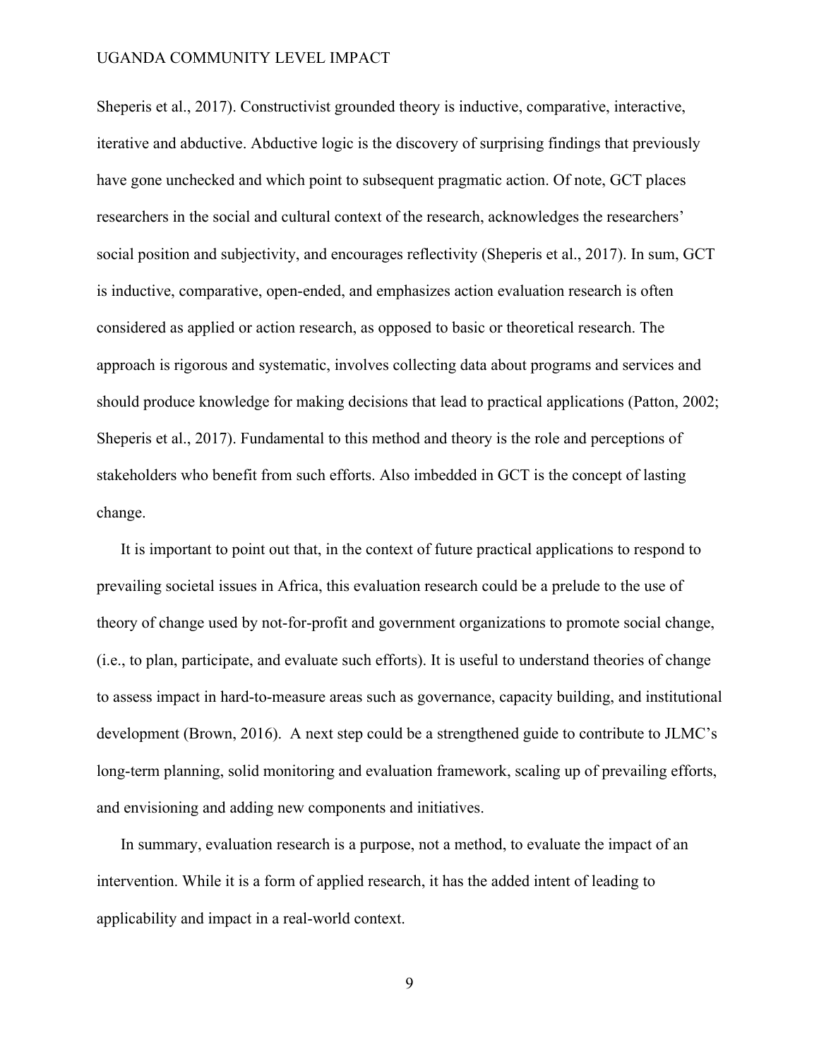Sheperis et al., 2017). Constructivist grounded theory is inductive, comparative, interactive, iterative and abductive. Abductive logic is the discovery of surprising findings that previously have gone unchecked and which point to subsequent pragmatic action. Of note, GCT places researchers in the social and cultural context of the research, acknowledges the researchers' social position and subjectivity, and encourages reflectivity (Sheperis et al., 2017). In sum, GCT is inductive, comparative, open-ended, and emphasizes action evaluation research is often considered as applied or action research, as opposed to basic or theoretical research. The approach is rigorous and systematic, involves collecting data about programs and services and should produce knowledge for making decisions that lead to practical applications (Patton, 2002; Sheperis et al., 2017). Fundamental to this method and theory is the role and perceptions of stakeholders who benefit from such efforts. Also imbedded in GCT is the concept of lasting change.

It is important to point out that, in the context of future practical applications to respond to prevailing societal issues in Africa, this evaluation research could be a prelude to the use of theory of change used by not-for-profit and government organizations to promote social change, (i.e., to plan, participate, and evaluate such efforts). It is useful to understand theories of change to assess impact in hard-to-measure areas such as governance, capacity building, and institutional development (Brown, 2016). A next step could be a strengthened guide to contribute to JLMC's long-term planning, solid monitoring and evaluation framework, scaling up of prevailing efforts, and envisioning and adding new components and initiatives.

In summary, evaluation research is a purpose, not a method, to evaluate the impact of an intervention. While it is a form of applied research, it has the added intent of leading to applicability and impact in a real-world context.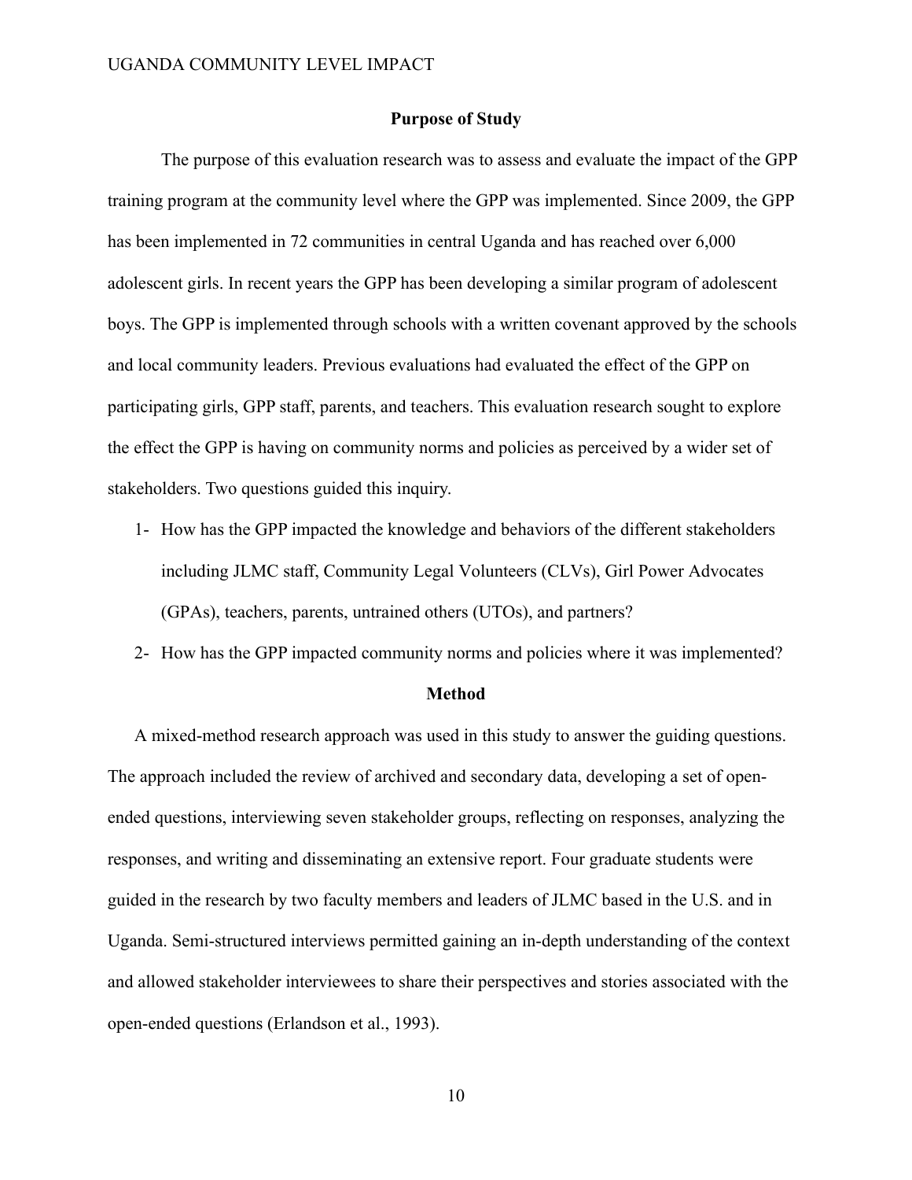## Purpose of Study

The purpose of this evaluation research was to assess and evaluate the impact of the GPP training program at the community level where the GPP was implemented. Since 2009, the GPP has been implemented in 72 communities in central Uganda and has reached over 6,000 adolescent girls. In recent years the GPP has been developing a similar program of adolescent boys. The GPP is implemented through schools with a written covenant approved by the schools and local community leaders. Previous evaluations had evaluated the effect of the GPP on participating girls, GPP staff, parents, and teachers. This evaluation research sought to explore the effect the GPP is having on community norms and policies as perceived by a wider set of stakeholders. Two questions guided this inquiry.

1- How has the GPP impacted the knowledge and behaviors of the different stakeholders including JLMC staff, Community Legal Volunteers (CLVs), Girl Power Advocates (GPAs), teachers, parents, untrained others (UTOs), and partners?

2- How has the GPP impacted community norms and policies where it was implemented?

## Method

A mixed-method research approach was used in this study to answer the guiding questions. The approach included the review of archived and secondary data, developing a set of open-ended questions, interviewing seven stakeholder groups, reflecting on responses, analyzing the responses, and writing and disseminating an extensive report. Four graduate students were guided in the research by two faculty members and leaders of JLMC based in the U.S. and in Uganda. Semi-structured interviews permitted gaining an in-depth understanding of the context and allowed stakeholder interviewees to share their perspectives and stories associated with the open-ended questions (Erlandson et al., 1993).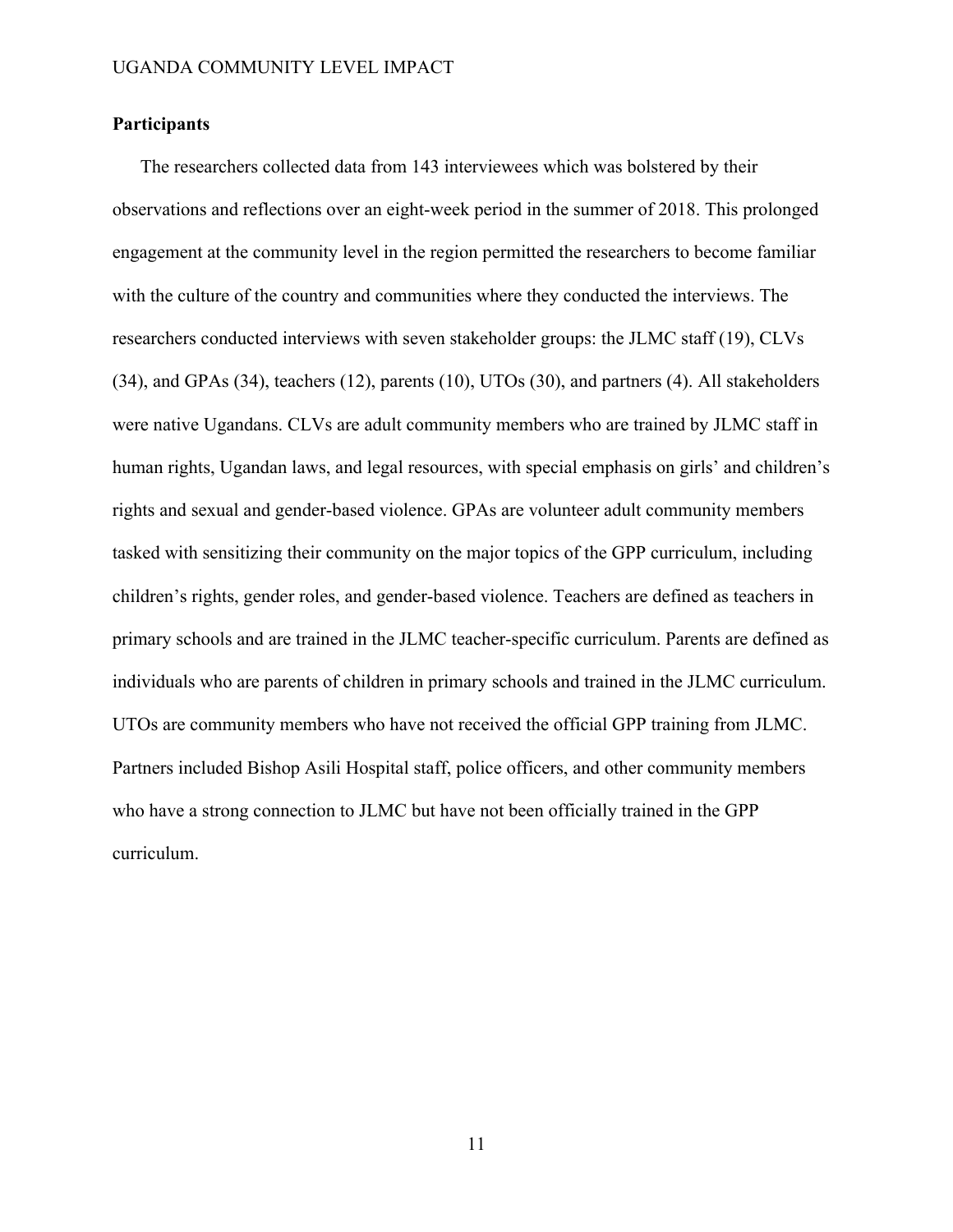**Participants**

The researchers collected data from 143 interviewees which was bolstered by their observations and reflections over an eight-week period in the summer of 2018. This prolonged engagement at the community level in the region permitted the researchers to become familiar with the culture of the country and communities where they conducted the interviews. The researchers conducted interviews with seven stakeholder groups: the JLMC staff (19), CLVs (34), and GPAs (34), teachers (12), parents (10), UTOs (30), and partners (4). All stakeholders were native Ugandans. CLVs are adult community members who are trained by JLMC staff in human rights, Ugandan laws, and legal resources, with special emphasis on girls' and children's rights and sexual and gender-based violence. GPAs are volunteer adult community members tasked with sensitizing their community on the major topics of the GPP curriculum, including children's rights, gender roles, and gender-based violence. Teachers are defined as teachers in primary schools and are trained in the JLMC teacher-specific curriculum. Parents are defined as individuals who are parents of children in primary schools and trained in the JLMC curriculum. UTOs are community members who have not received the official GPP training from JLMC. Partners included Bishop Asili Hospital staff, police officers, and other community members who have a strong connection to JLMC but have not been officially trained in the GPP curriculum.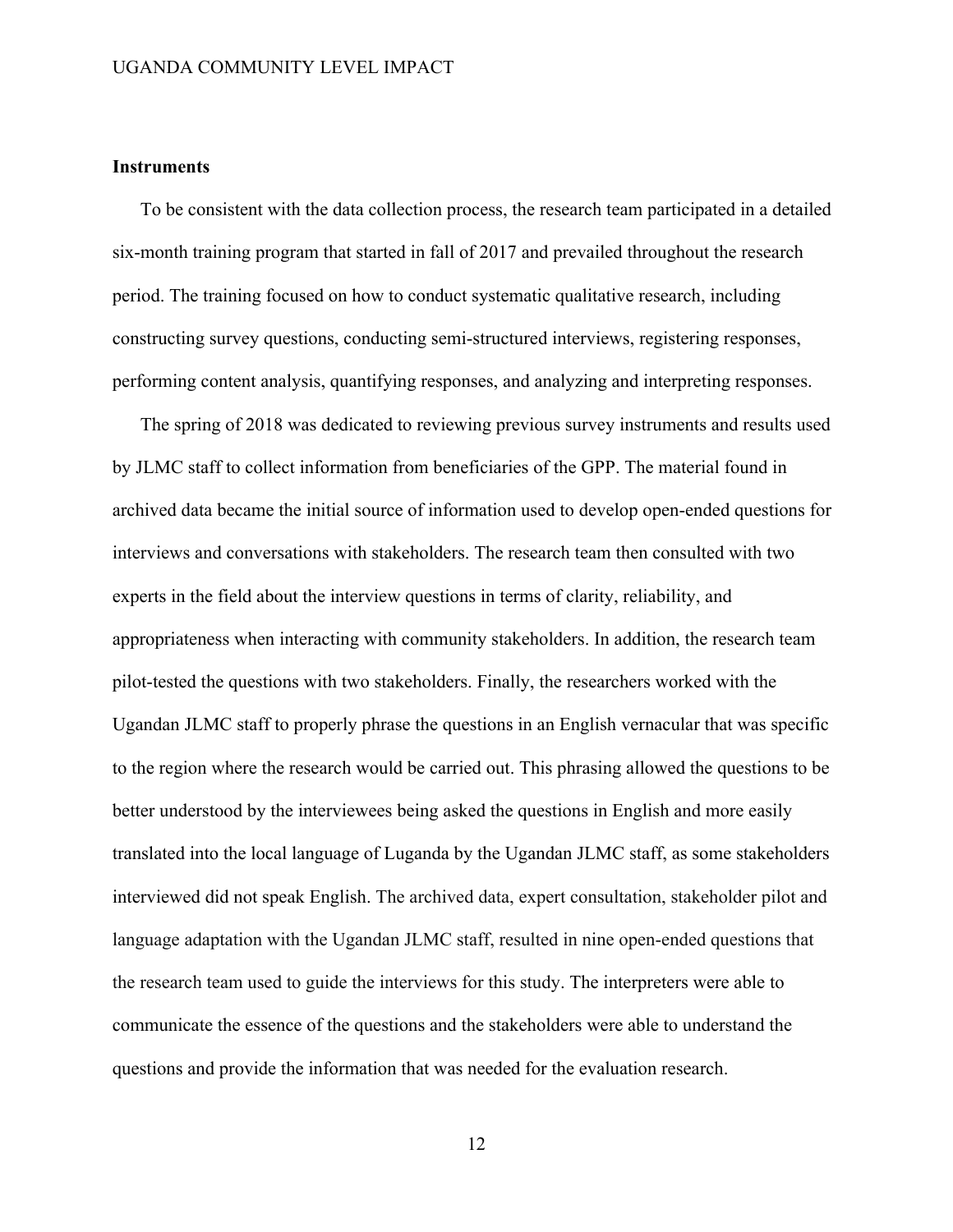### Instruments

To be consistent with the data collection process, the research team participated in a detailed six-month training program that started in fall of 2017 and prevailed throughout the research period. The training focused on how to conduct systematic qualitative research, including constructing survey questions, conducting semi-structured interviews, registering responses, performing content analysis, quantifying responses, and analyzing and interpreting responses.

The spring of 2018 was dedicated to reviewing previous survey instruments and results used by JLMC staff to collect information from beneficiaries of the GPP. The material found in archived data became the initial source of information used to develop open-ended questions for interviews and conversations with stakeholders. The research team then consulted with two experts in the field about the interview questions in terms of clarity, reliability, and appropriateness when interacting with community stakeholders. In addition, the research team pilot-tested the questions with two stakeholders. Finally, the researchers worked with the Ugandan JLMC staff to properly phrase the questions in an English vernacular that was specific to the region where the research would be carried out. This phrasing allowed the questions to be better understood by the interviewees being asked the questions in English and more easily translated into the local language of Luganda by the Ugandan JLMC staff, as some stakeholders interviewed did not speak English. The archived data, expert consultation, stakeholder pilot and language adaptation with the Ugandan JLMC staff, resulted in nine open-ended questions that the research team used to guide the interviews for this study. The interpreters were able to communicate the essence of the questions and the stakeholders were able to understand the questions and provide the information that was needed for the evaluation research.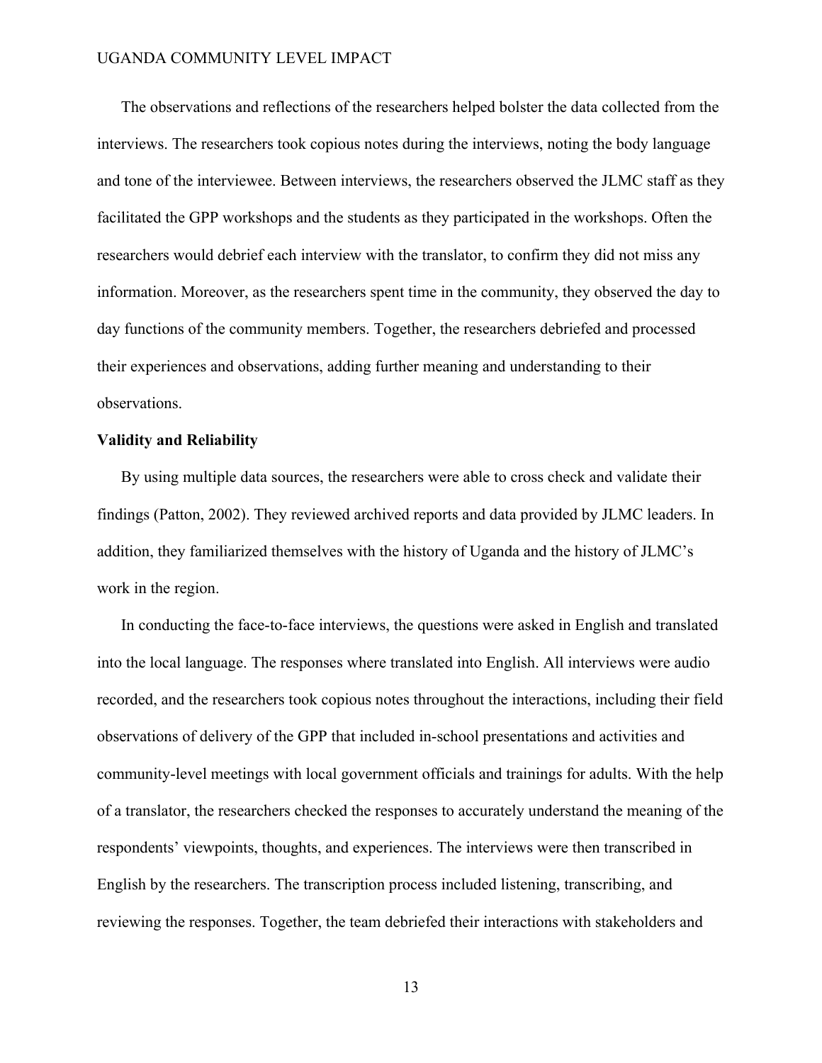The observations and reflections of the researchers helped bolster the data collected from the interviews. The researchers took copious notes during the interviews, noting the body language and tone of the interviewee. Between interviews, the researchers observed the JLMC staff as they facilitated the GPP workshops and the students as they participated in the workshops. Often the researchers would debrief each interview with the translator, to confirm they did not miss any information. Moreover, as the researchers spent time in the community, they observed the day to day functions of the community members. Together, the researchers debriefed and processed their experiences and observations, adding further meaning and understanding to their observations.

**Validity and Reliability**

By using multiple data sources, the researchers were able to cross check and validate their findings (Patton, 2002). They reviewed archived reports and data provided by JLMC leaders. In addition, they familiarized themselves with the history of Uganda and the history of JLMC's work in the region.

In conducting the face-to-face interviews, the questions were asked in English and translated into the local language. The responses where translated into English. All interviews were audio recorded, and the researchers took copious notes throughout the interactions, including their field observations of delivery of the GPP that included in-school presentations and activities and community-level meetings with local government officials and trainings for adults. With the help of a translator, the researchers checked the responses to accurately understand the meaning of the respondents' viewpoints, thoughts, and experiences. The interviews were then transcribed in English by the researchers. The transcription process included listening, transcribing, and reviewing the responses. Together, the team debriefed their interactions with stakeholders and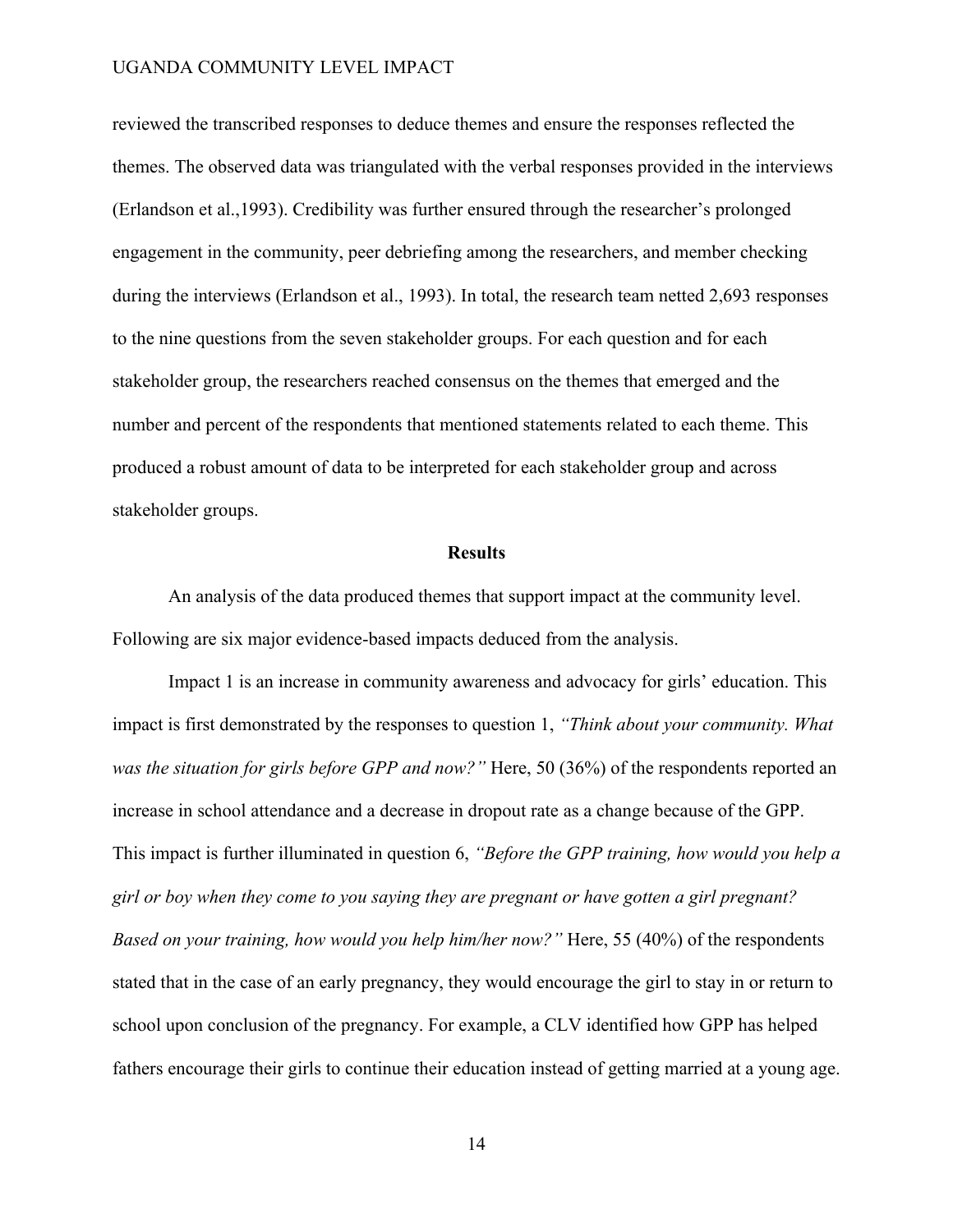reviewed the transcribed responses to deduce themes and ensure the responses reflected the themes. The observed data was triangulated with the verbal responses provided in the interviews (Erlandson et al.,1993). Credibility was further ensured through the researcher's prolonged engagement in the community, peer debriefing among the researchers, and member checking during the interviews (Erlandson et al., 1993). In total, the research team netted 2,693 responses to the nine questions from the seven stakeholder groups. For each question and for each stakeholder group, the researchers reached consensus on the themes that emerged and the number and percent of the respondents that mentioned statements related to each theme. This produced a robust amount of data to be interpreted for each stakeholder group and across stakeholder groups.

## Results

An analysis of the data produced themes that support impact at the community level. Following are six major evidence-based impacts deduced from the analysis.

Impact 1 is an increase in community awareness and advocacy for girls' education. This impact is first demonstrated by the responses to question 1, *"Think about your community. What was the situation for girls before GPP and now?"* Here, 50 (36%) of the respondents reported an increase in school attendance and a decrease in dropout rate as a change because of the GPP. This impact is further illuminated in question 6, *"Before the GPP training, how would you help a girl or boy when they come to you saying they are pregnant or have gotten a girl pregnant? Based on your training, how would you help him/her now?"* Here, 55 (40%) of the respondents stated that in the case of an early pregnancy, they would encourage the girl to stay in or return to school upon conclusion of the pregnancy. For example, a CLV identified how GPP has helped fathers encourage their girls to continue their education instead of getting married at a young age.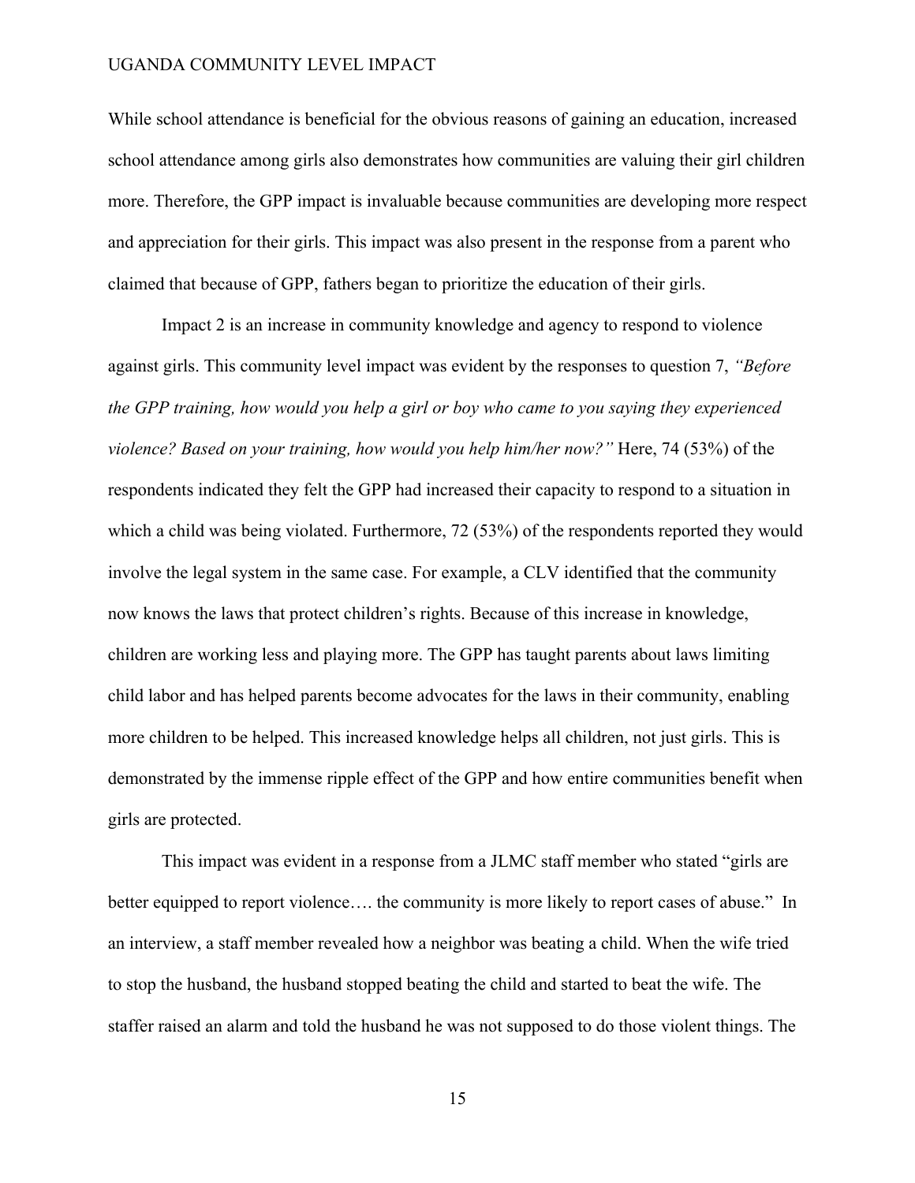While school attendance is beneficial for the obvious reasons of gaining an education, increased school attendance among girls also demonstrates how communities are valuing their girl children more. Therefore, the GPP impact is invaluable because communities are developing more respect and appreciation for their girls. This impact was also present in the response from a parent who claimed that because of GPP, fathers began to prioritize the education of their girls.

Impact 2 is an increase in community knowledge and agency to respond to violence against girls. This community level impact was evident by the responses to question 7, *"Before the GPP training, how would you help a girl or boy who came to you saying they experienced violence? Based on your training, how would you help him/her now?"* Here, 74 (53%) of the respondents indicated they felt the GPP had increased their capacity to respond to a situation in which a child was being violated. Furthermore, 72 (53%) of the respondents reported they would involve the legal system in the same case. For example, a CLV identified that the community now knows the laws that protect children's rights. Because of this increase in knowledge, children are working less and playing more. The GPP has taught parents about laws limiting child labor and has helped parents become advocates for the laws in their community, enabling more children to be helped. This increased knowledge helps all children, not just girls. This is demonstrated by the immense ripple effect of the GPP and how entire communities benefit when girls are protected.

This impact was evident in a response from a JLMC staff member who stated "girls are better equipped to report violence…. the community is more likely to report cases of abuse." In an interview, a staff member revealed how a neighbor was beating a child. When the wife tried to stop the husband, the husband stopped beating the child and started to beat the wife. The staffer raised an alarm and told the husband he was not supposed to do those violent things. The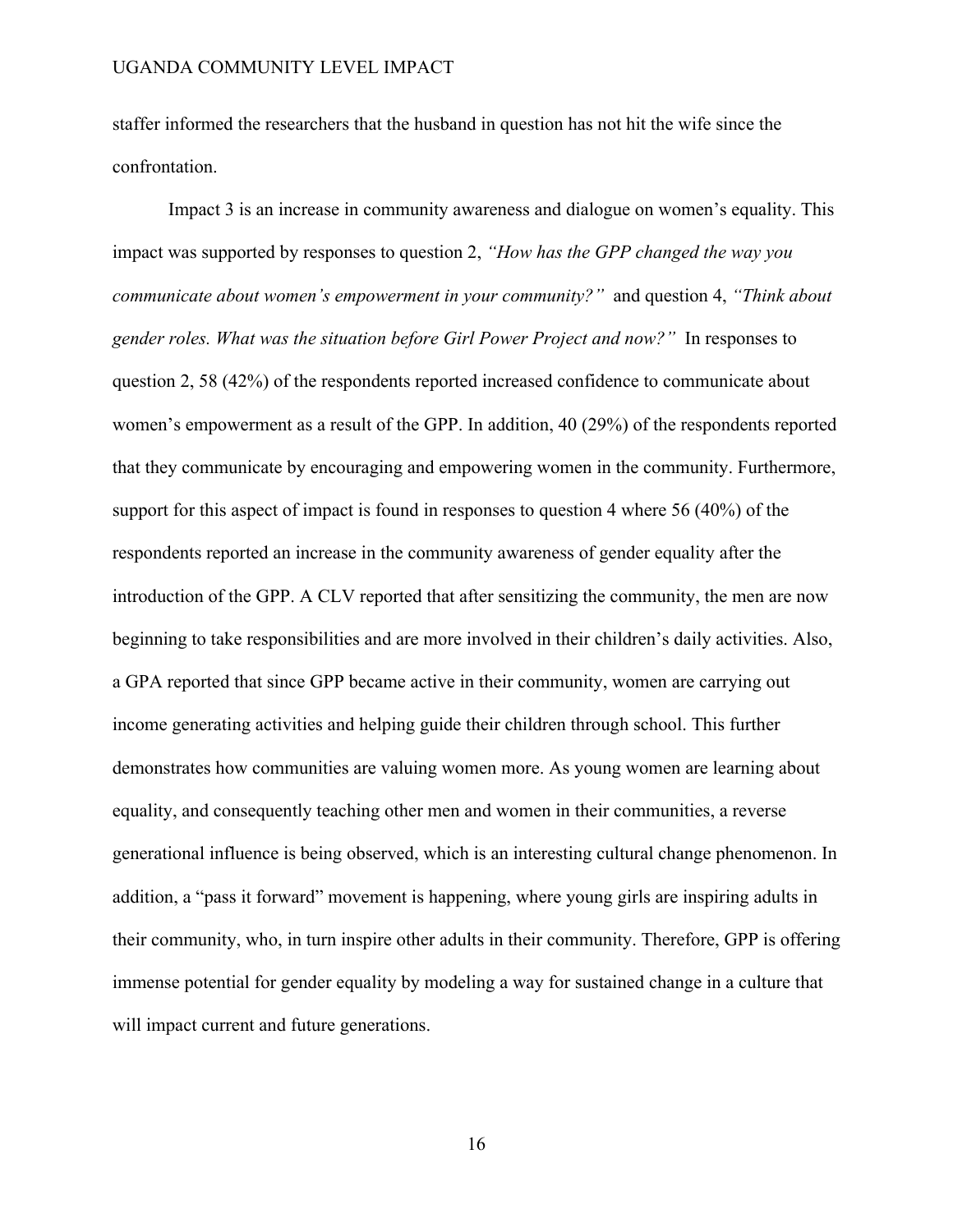staffer informed the researchers that the husband in question has not hit the wife since the confrontation.

Impact 3 is an increase in community awareness and dialogue on women's equality. This impact was supported by responses to question 2, *"How has the GPP changed the way you communicate about women's empowerment in your community?"* and question 4, *"Think about gender roles. What was the situation before Girl Power Project and now?"* In responses to question 2, 58 (42%) of the respondents reported increased confidence to communicate about women's empowerment as a result of the GPP. In addition, 40 (29%) of the respondents reported that they communicate by encouraging and empowering women in the community. Furthermore, support for this aspect of impact is found in responses to question 4 where 56 (40%) of the respondents reported an increase in the community awareness of gender equality after the introduction of the GPP. A CLV reported that after sensitizing the community, the men are now beginning to take responsibilities and are more involved in their children's daily activities. Also, a GPA reported that since GPP became active in their community, women are carrying out income generating activities and helping guide their children through school. This further demonstrates how communities are valuing women more. As young women are learning about equality, and consequently teaching other men and women in their communities, a reverse generational influence is being observed, which is an interesting cultural change phenomenon. In addition, a "pass it forward" movement is happening, where young girls are inspiring adults in their community, who, in turn inspire other adults in their community. Therefore, GPP is offering immense potential for gender equality by modeling a way for sustained change in a culture that will impact current and future generations.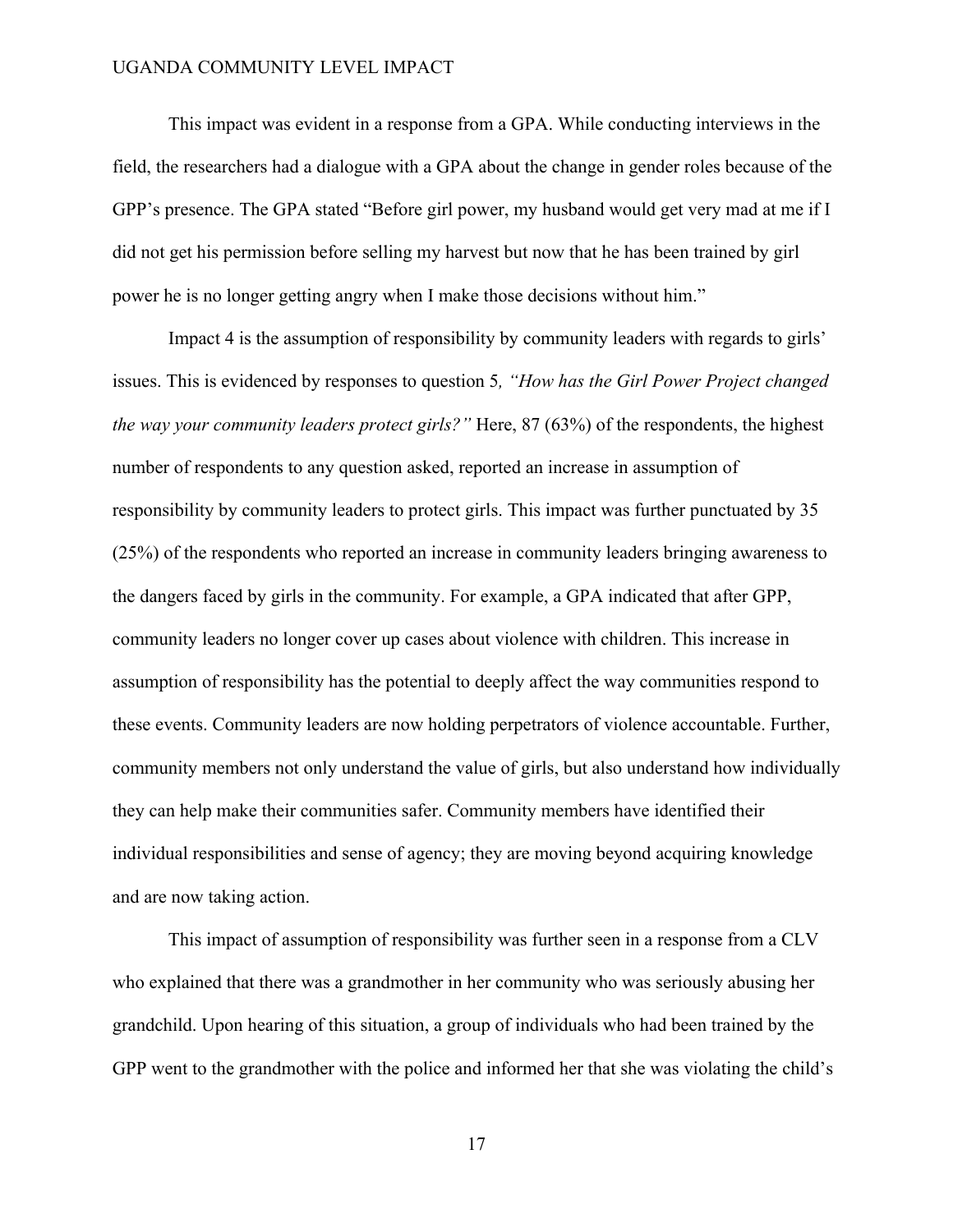This impact was evident in a response from a GPA. While conducting interviews in the field, the researchers had a dialogue with a GPA about the change in gender roles because of the GPP's presence. The GPA stated "Before girl power, my husband would get very mad at me if I did not get his permission before selling my harvest but now that he has been trained by girl power he is no longer getting angry when I make those decisions without him."

Impact 4 is the assumption of responsibility by community leaders with regards to girls' issues. This is evidenced by responses to question 5*, "How has the Girl Power Project changed the way your community leaders protect girls?"* Here, 87 (63%) of the respondents, the highest number of respondents to any question asked, reported an increase in assumption of responsibility by community leaders to protect girls. This impact was further punctuated by 35 (25%) of the respondents who reported an increase in community leaders bringing awareness to the dangers faced by girls in the community. For example, a GPA indicated that after GPP, community leaders no longer cover up cases about violence with children. This increase in assumption of responsibility has the potential to deeply affect the way communities respond to these events. Community leaders are now holding perpetrators of violence accountable. Further, community members not only understand the value of girls, but also understand how individually they can help make their communities safer. Community members have identified their individual responsibilities and sense of agency; they are moving beyond acquiring knowledge and are now taking action.

This impact of assumption of responsibility was further seen in a response from a CLV who explained that there was a grandmother in her community who was seriously abusing her grandchild. Upon hearing of this situation, a group of individuals who had been trained by the GPP went to the grandmother with the police and informed her that she was violating the child's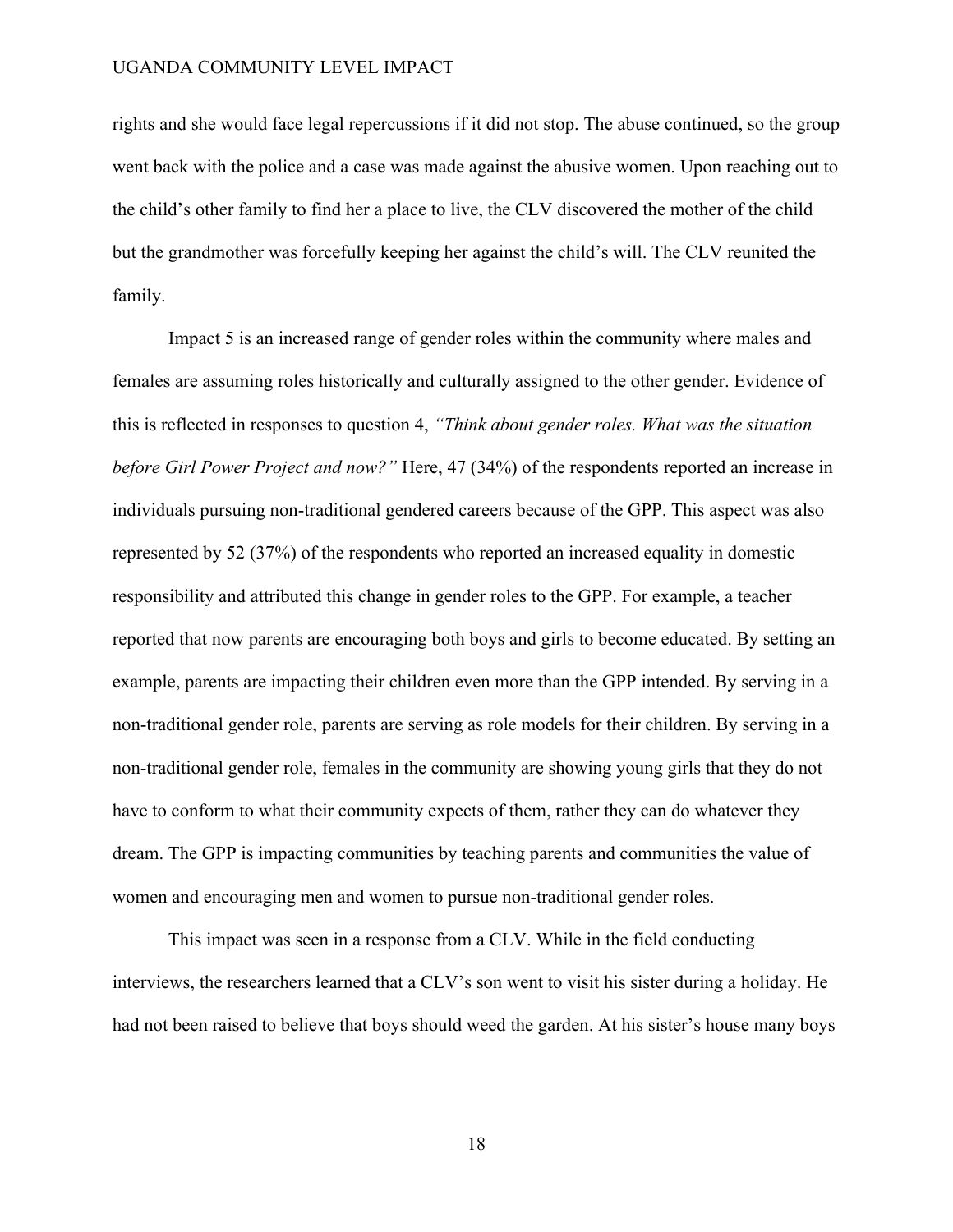rights and she would face legal repercussions if it did not stop. The abuse continued, so the group went back with the police and a case was made against the abusive women. Upon reaching out to the child's other family to find her a place to live, the CLV discovered the mother of the child but the grandmother was forcefully keeping her against the child's will. The CLV reunited the family.

Impact 5 is an increased range of gender roles within the community where males and females are assuming roles historically and culturally assigned to the other gender. Evidence of this is reflected in responses to question 4, *"Think about gender roles. What was the situation before Girl Power Project and now?"* Here, 47 (34%) of the respondents reported an increase in individuals pursuing non-traditional gendered careers because of the GPP. This aspect was also represented by 52 (37%) of the respondents who reported an increased equality in domestic responsibility and attributed this change in gender roles to the GPP. For example, a teacher reported that now parents are encouraging both boys and girls to become educated. By setting an example, parents are impacting their children even more than the GPP intended. By serving in a non-traditional gender role, parents are serving as role models for their children. By serving in a non-traditional gender role, females in the community are showing young girls that they do not have to conform to what their community expects of them, rather they can do whatever they dream. The GPP is impacting communities by teaching parents and communities the value of women and encouraging men and women to pursue non-traditional gender roles.

This impact was seen in a response from a CLV. While in the field conducting interviews, the researchers learned that a CLV's son went to visit his sister during a holiday. He had not been raised to believe that boys should weed the garden. At his sister's house many boys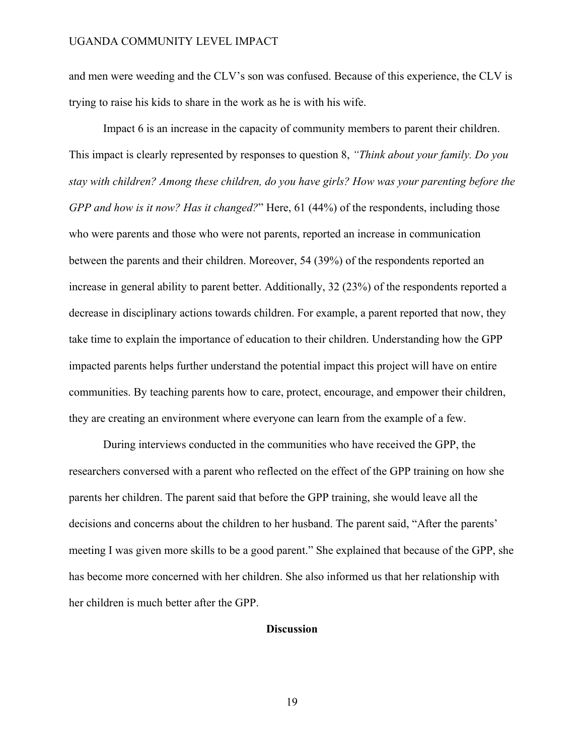and men were weeding and the CLV's son was confused. Because of this experience, the CLV is trying to raise his kids to share in the work as he is with his wife.

Impact 6 is an increase in the capacity of community members to parent their children. This impact is clearly represented by responses to question 8, *"Think about your family. Do you stay with children? Among these children, do you have girls? How was your parenting before the GPP and how is it now? Has it changed?*" Here, 61 (44%) of the respondents, including those who were parents and those who were not parents, reported an increase in communication between the parents and their children. Moreover, 54 (39%) of the respondents reported an increase in general ability to parent better. Additionally, 32 (23%) of the respondents reported a decrease in disciplinary actions towards children. For example, a parent reported that now, they take time to explain the importance of education to their children. Understanding how the GPP impacted parents helps further understand the potential impact this project will have on entire communities. By teaching parents how to care, protect, encourage, and empower their children, they are creating an environment where everyone can learn from the example of a few.

During interviews conducted in the communities who have received the GPP, the researchers conversed with a parent who reflected on the effect of the GPP training on how she parents her children. The parent said that before the GPP training, she would leave all the decisions and concerns about the children to her husband. The parent said, "After the parents' meeting I was given more skills to be a good parent." She explained that because of the GPP, she has become more concerned with her children. She also informed us that her relationship with her children is much better after the GPP.

## Discussion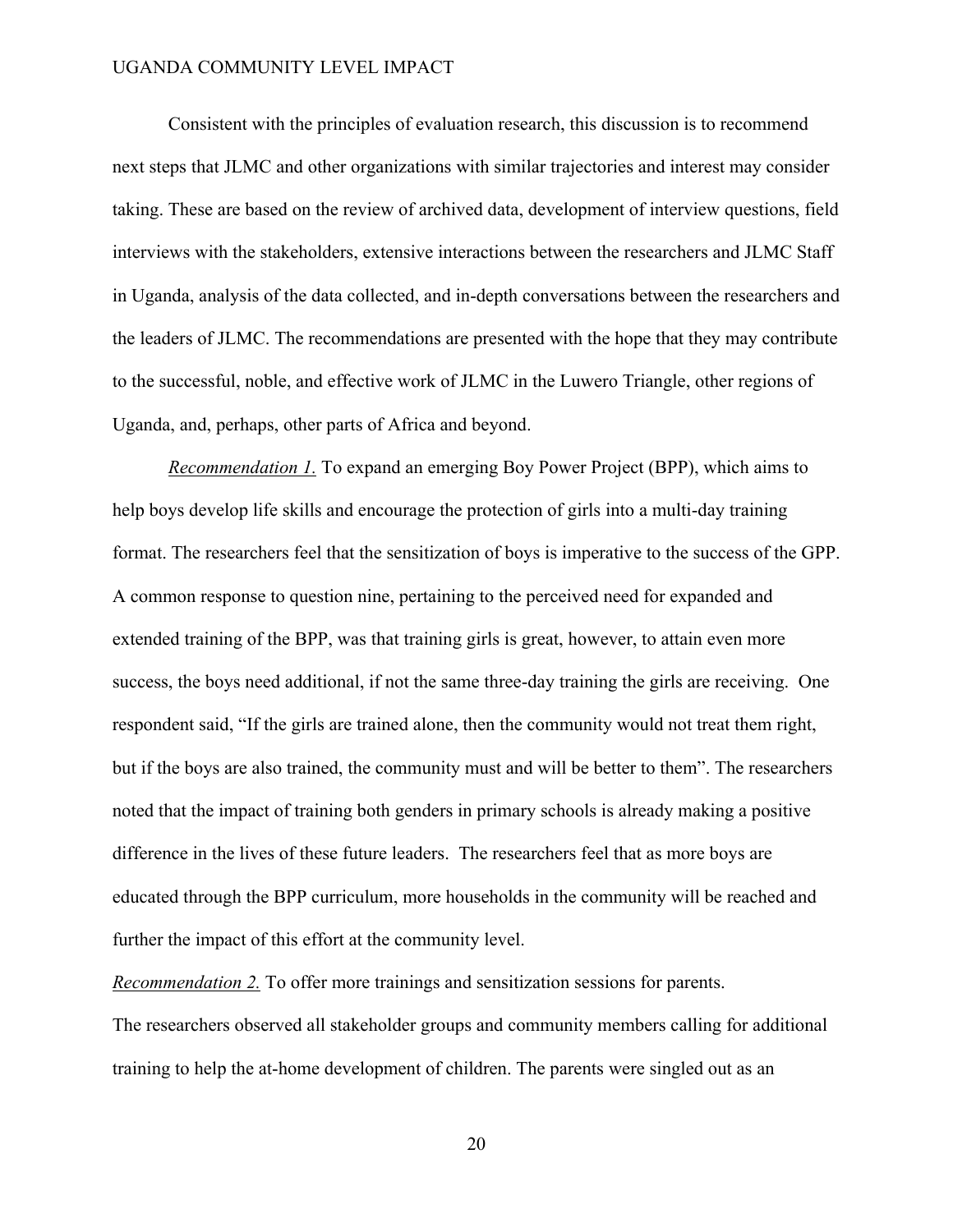Consistent with the principles of evaluation research, this discussion is to recommend next steps that JLMC and other organizations with similar trajectories and interest may consider taking. These are based on the review of archived data, development of interview questions, field interviews with the stakeholders, extensive interactions between the researchers and JLMC Staff in Uganda, analysis of the data collected, and in-depth conversations between the researchers and the leaders of JLMC. The recommendations are presented with the hope that they may contribute to the successful, noble, and effective work of JLMC in the Luwero Triangle, other regions of Uganda, and, perhaps, other parts of Africa and beyond.

*Recommendation 1.* To expand an emerging Boy Power Project (BPP), which aims to help boys develop life skills and encourage the protection of girls into a multi-day training format. The researchers feel that the sensitization of boys is imperative to the success of the GPP. A common response to question nine, pertaining to the perceived need for expanded and extended training of the BPP, was that training girls is great, however, to attain even more success, the boys need additional, if not the same three-day training the girls are receiving. One respondent said, "If the girls are trained alone, then the community would not treat them right, but if the boys are also trained, the community must and will be better to them". The researchers noted that the impact of training both genders in primary schools is already making a positive difference in the lives of these future leaders. The researchers feel that as more boys are educated through the BPP curriculum, more households in the community will be reached and further the impact of this effort at the community level.

*Recommendation 2.* To offer more trainings and sensitization sessions for parents.
The researchers observed all stakeholder groups and community members calling for additional training to help the at-home development of children. The parents were singled out as an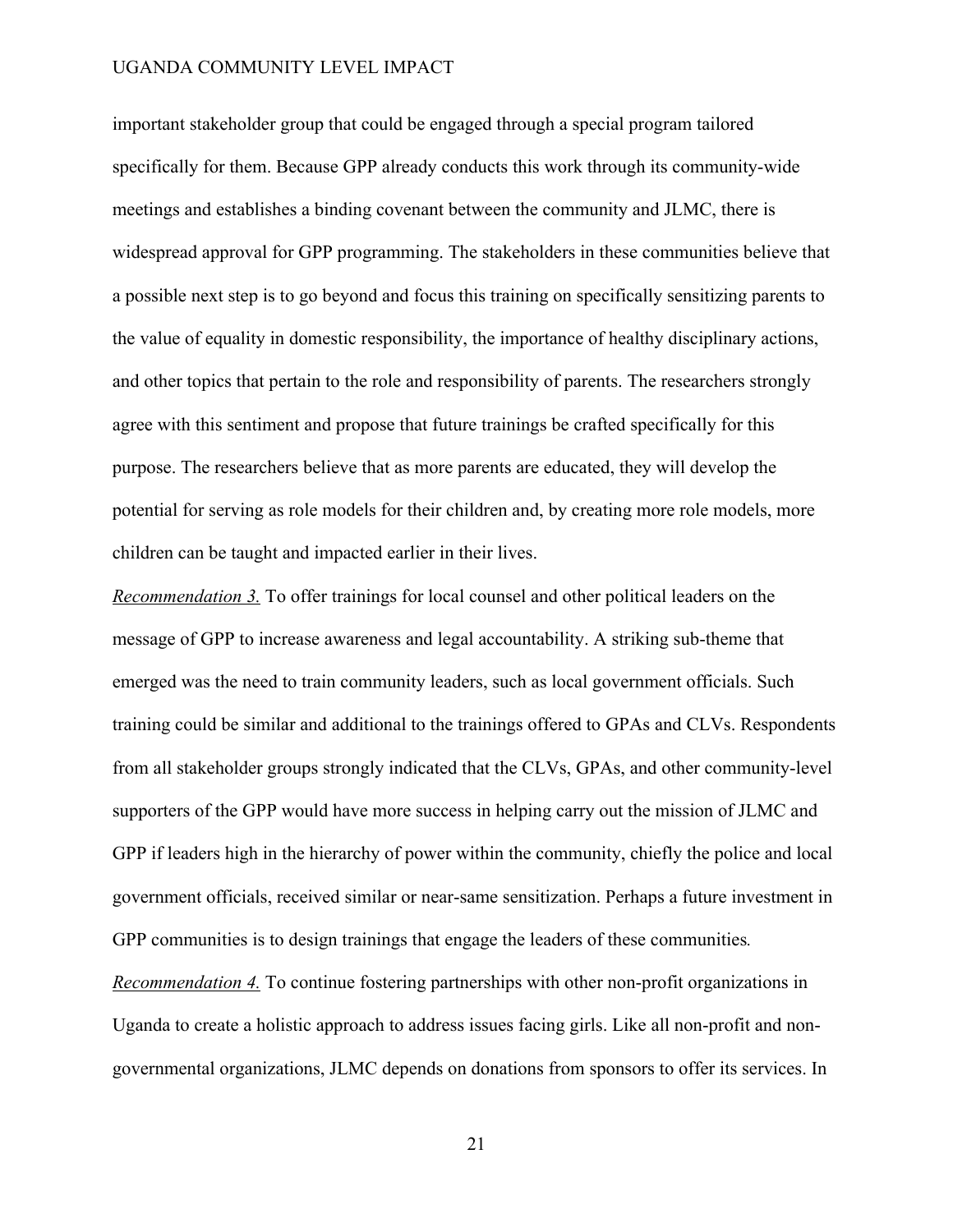important stakeholder group that could be engaged through a special program tailored specifically for them. Because GPP already conducts this work through its community-wide meetings and establishes a binding covenant between the community and JLMC, there is widespread approval for GPP programming. The stakeholders in these communities believe that a possible next step is to go beyond and focus this training on specifically sensitizing parents to the value of equality in domestic responsibility, the importance of healthy disciplinary actions, and other topics that pertain to the role and responsibility of parents. The researchers strongly agree with this sentiment and propose that future trainings be crafted specifically for this purpose. The researchers believe that as more parents are educated, they will develop the potential for serving as role models for their children and, by creating more role models, more children can be taught and impacted earlier in their lives.

*Recommendation 3.* To offer trainings for local counsel and other political leaders on the message of GPP to increase awareness and legal accountability. A striking sub-theme that emerged was the need to train community leaders, such as local government officials. Such training could be similar and additional to the trainings offered to GPAs and CLVs. Respondents from all stakeholder groups strongly indicated that the CLVs, GPAs, and other community-level supporters of the GPP would have more success in helping carry out the mission of JLMC and GPP if leaders high in the hierarchy of power within the community, chiefly the police and local government officials, received similar or near-same sensitization. Perhaps a future investment in GPP communities is to design trainings that engage the leaders of these communities.

*Recommendation 4.* To continue fostering partnerships with other non-profit organizations in Uganda to create a holistic approach to address issues facing girls. Like all non-profit and non-governmental organizations, JLMC depends on donations from sponsors to offer its services. In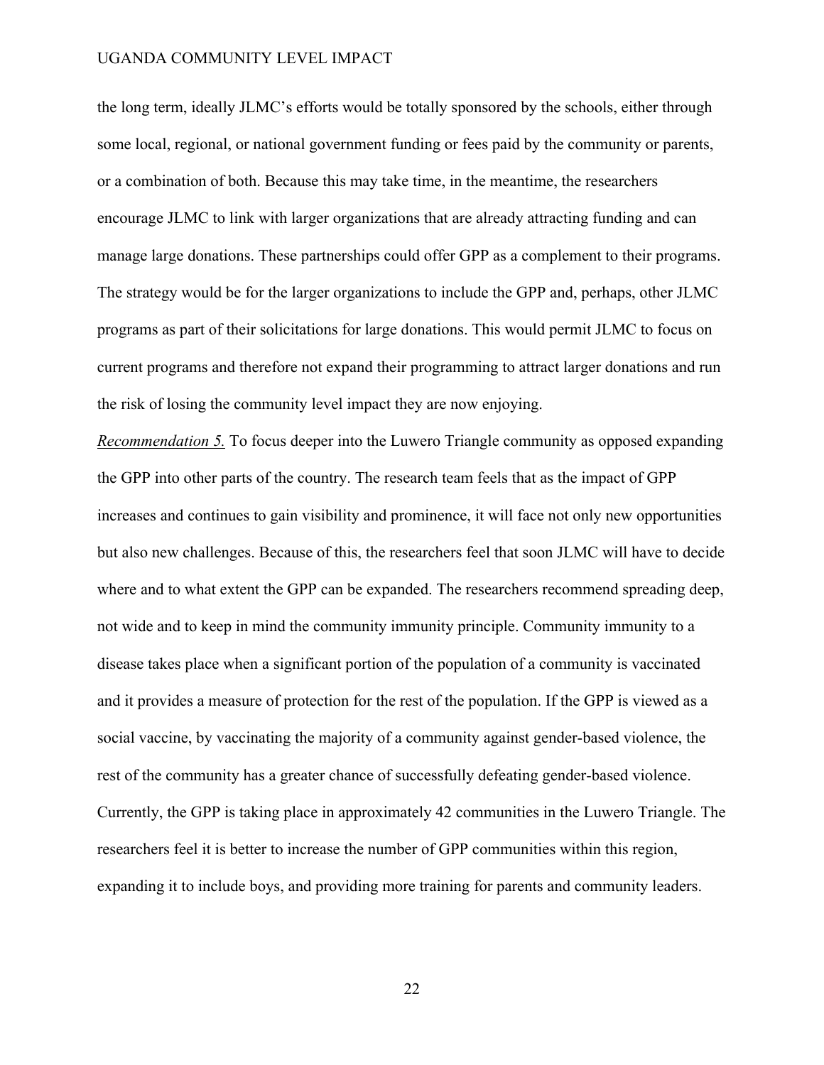the long term, ideally JLMC's efforts would be totally sponsored by the schools, either through some local, regional, or national government funding or fees paid by the community or parents, or a combination of both. Because this may take time, in the meantime, the researchers encourage JLMC to link with larger organizations that are already attracting funding and can manage large donations. These partnerships could offer GPP as a complement to their programs. The strategy would be for the larger organizations to include the GPP and, perhaps, other JLMC programs as part of their solicitations for large donations. This would permit JLMC to focus on current programs and therefore not expand their programming to attract larger donations and run the risk of losing the community level impact they are now enjoying.

*Recommendation 5.* To focus deeper into the Luwero Triangle community as opposed expanding the GPP into other parts of the country. The research team feels that as the impact of GPP increases and continues to gain visibility and prominence, it will face not only new opportunities but also new challenges. Because of this, the researchers feel that soon JLMC will have to decide where and to what extent the GPP can be expanded. The researchers recommend spreading deep, not wide and to keep in mind the community immunity principle. Community immunity to a disease takes place when a significant portion of the population of a community is vaccinated and it provides a measure of protection for the rest of the population. If the GPP is viewed as a social vaccine, by vaccinating the majority of a community against gender-based violence, the rest of the community has a greater chance of successfully defeating gender-based violence. Currently, the GPP is taking place in approximately 42 communities in the Luwero Triangle. The researchers feel it is better to increase the number of GPP communities within this region, expanding it to include boys, and providing more training for parents and community leaders.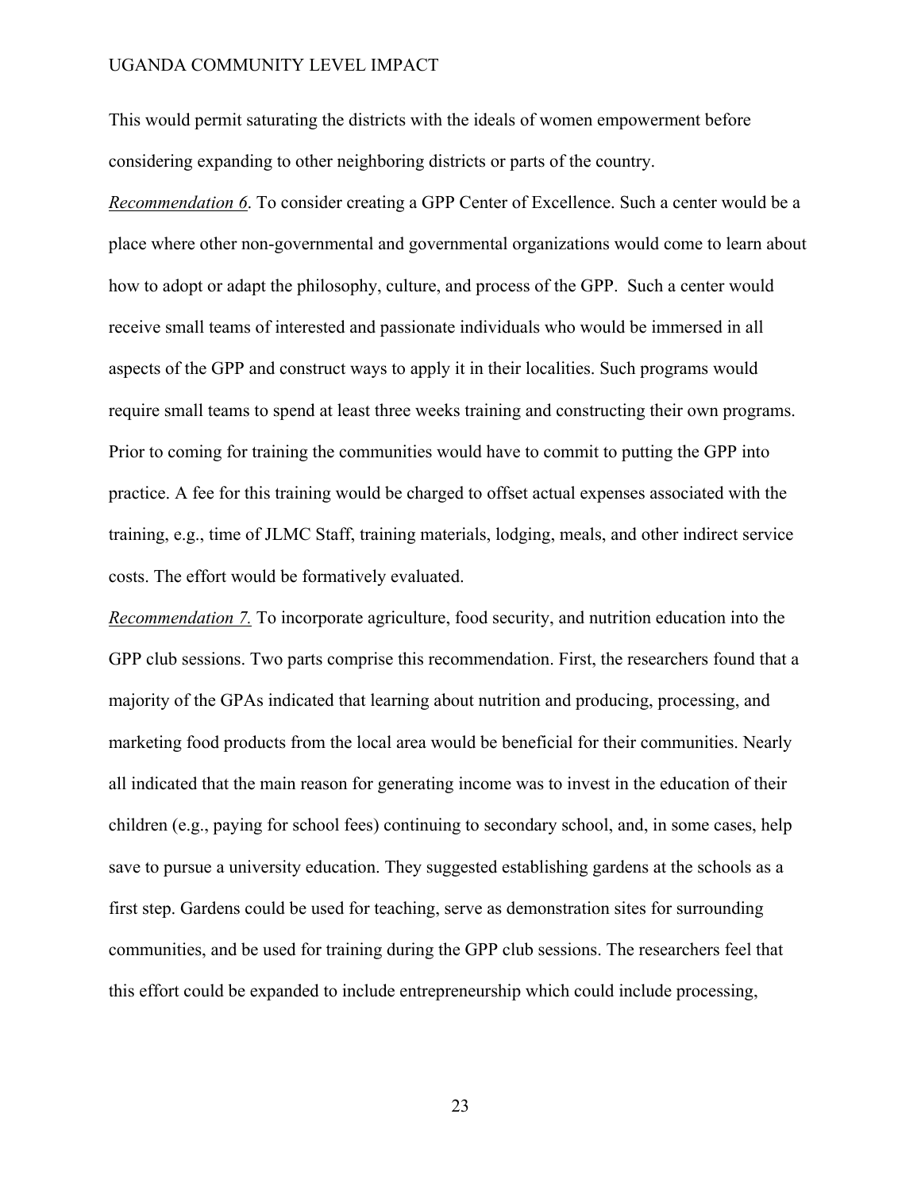This would permit saturating the districts with the ideals of women empowerment before considering expanding to other neighboring districts or parts of the country.

*Recommendation 6*. To consider creating a GPP Center of Excellence. Such a center would be a place where other non-governmental and governmental organizations would come to learn about how to adopt or adapt the philosophy, culture, and process of the GPP. Such a center would receive small teams of interested and passionate individuals who would be immersed in all aspects of the GPP and construct ways to apply it in their localities. Such programs would require small teams to spend at least three weeks training and constructing their own programs. Prior to coming for training the communities would have to commit to putting the GPP into practice. A fee for this training would be charged to offset actual expenses associated with the training, e.g., time of JLMC Staff, training materials, lodging, meals, and other indirect service costs. The effort would be formatively evaluated.

*Recommendation 7.* To incorporate agriculture, food security, and nutrition education into the GPP club sessions. Two parts comprise this recommendation. First, the researchers found that a majority of the GPAs indicated that learning about nutrition and producing, processing, and marketing food products from the local area would be beneficial for their communities. Nearly all indicated that the main reason for generating income was to invest in the education of their children (e.g., paying for school fees) continuing to secondary school, and, in some cases, help save to pursue a university education. They suggested establishing gardens at the schools as a first step. Gardens could be used for teaching, serve as demonstration sites for surrounding communities, and be used for training during the GPP club sessions. The researchers feel that this effort could be expanded to include entrepreneurship which could include processing,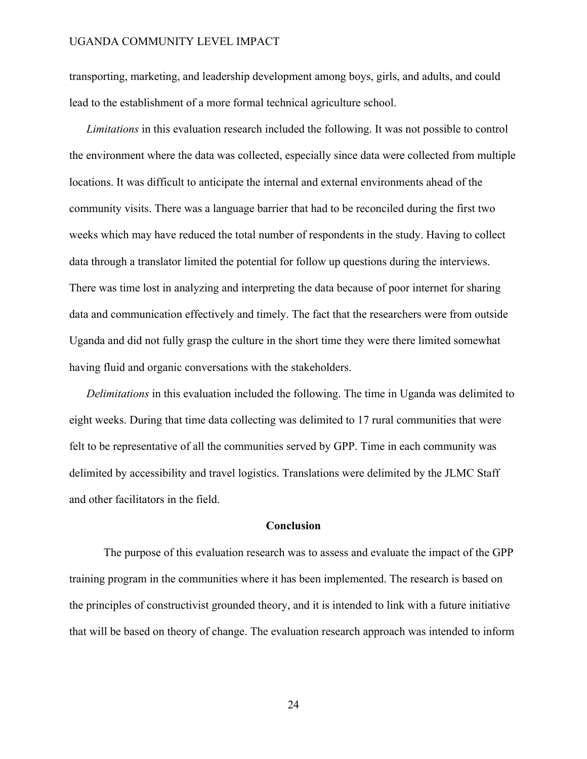transporting, marketing, and leadership development among boys, girls, and adults, and could lead to the establishment of a more formal technical agriculture school.

*Limitations* in this evaluation research included the following. It was not possible to control the environment where the data was collected, especially since data were collected from multiple locations. It was difficult to anticipate the internal and external environments ahead of the community visits. There was a language barrier that had to be reconciled during the first two weeks which may have reduced the total number of respondents in the study. Having to collect data through a translator limited the potential for follow up questions during the interviews. There was time lost in analyzing and interpreting the data because of poor internet for sharing data and communication effectively and timely. The fact that the researchers were from outside Uganda and did not fully grasp the culture in the short time they were there limited somewhat having fluid and organic conversations with the stakeholders.

*Delimitations* in this evaluation included the following. The time in Uganda was delimited to eight weeks. During that time data collecting was delimited to 17 rural communities that were felt to be representative of all the communities served by GPP. Time in each community was delimited by accessibility and travel logistics. Translations were delimited by the JLMC Staff and other facilitators in the field.

## Conclusion

The purpose of this evaluation research was to assess and evaluate the impact of the GPP training program in the communities where it has been implemented. The research is based on the principles of constructivist grounded theory, and it is intended to link with a future initiative that will be based on theory of change. The evaluation research approach was intended to inform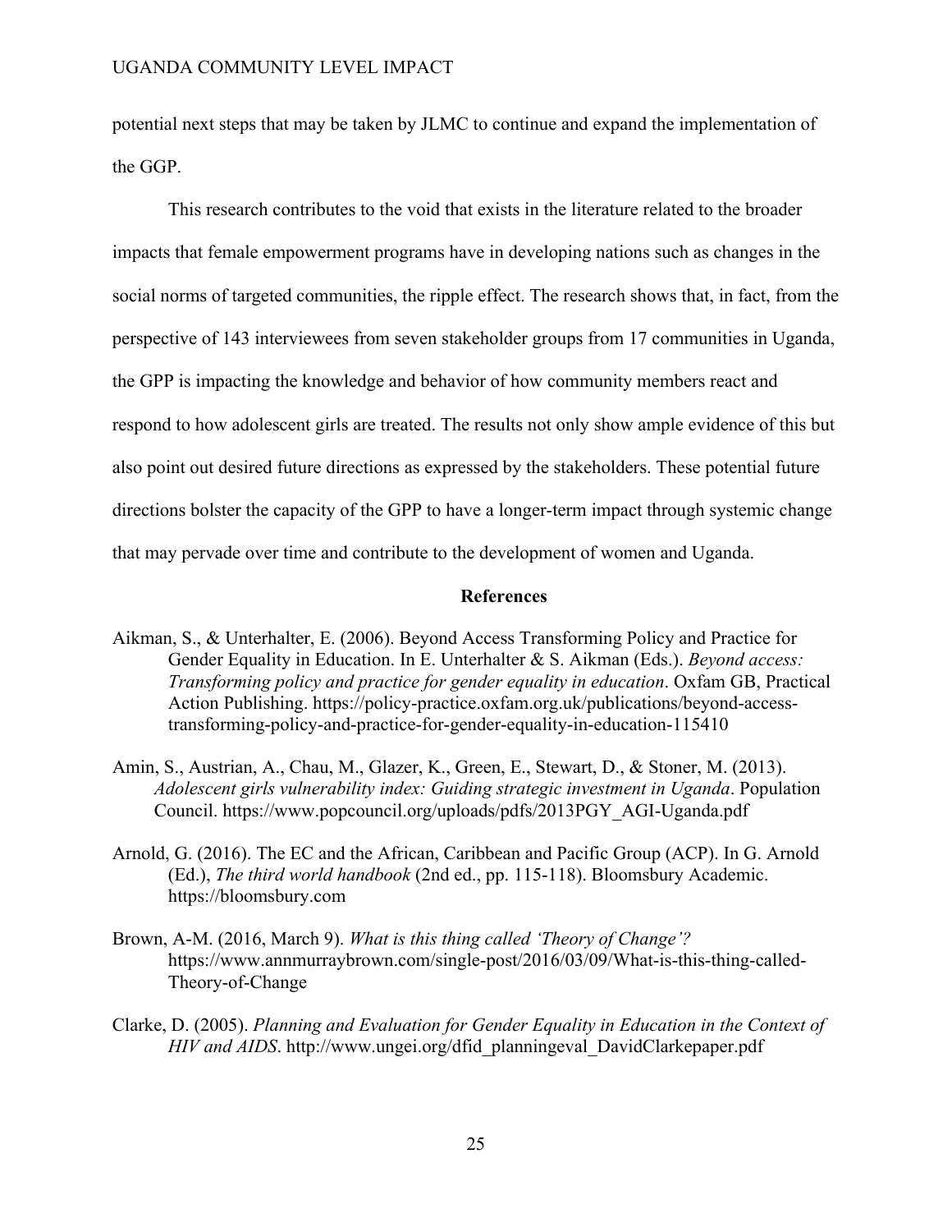potential next steps that may be taken by JLMC to continue and expand the implementation of the GGP.

This research contributes to the void that exists in the literature related to the broader impacts that female empowerment programs have in developing nations such as changes in the social norms of targeted communities, the ripple effect. The research shows that, in fact, from the perspective of 143 interviewees from seven stakeholder groups from 17 communities in Uganda, the GPP is impacting the knowledge and behavior of how community members react and respond to how adolescent girls are treated. The results not only show ample evidence of this but also point out desired future directions as expressed by the stakeholders. These potential future directions bolster the capacity of the GPP to have a longer-term impact through systemic change that may pervade over time and contribute to the development of women and Uganda.

## References

Aikman, S., & Unterhalter, E. (2006). Beyond Access Transforming Policy and Practice for Gender Equality in Education. In E. Unterhalter & S. Aikman (Eds.). *Beyond access: Transforming policy and practice for gender equality in education*. Oxfam GB, Practical Action Publishing. https://policy-practice.oxfam.org.uk/publications/beyond-access-transforming-policy-and-practice-for-gender-equality-in-education-115410

Amin, S., Austrian, A., Chau, M., Glazer, K., Green, E., Stewart, D., & Stoner, M. (2013). *Adolescent girls vulnerability index: Guiding strategic investment in Uganda*. Population Council. https://www.popcouncil.org/uploads/pdfs/2013PGY_AGI-Uganda.pdf

Arnold, G. (2016). The EC and the African, Caribbean and Pacific Group (ACP). In G. Arnold (Ed.), *The third world handbook* (2nd ed., pp. 115-118). Bloomsbury Academic. https://bloomsbury.com

Brown, A-M. (2016, March 9). *What is this thing called 'Theory of Change'?* https://www.annmurraybrown.com/single-post/2016/03/09/What-is-this-thing-called-Theory-of-Change

Clarke, D. (2005). *Planning and Evaluation for Gender Equality in Education in the Context of HIV and AIDS*. http://www.ungei.org/dfid_planningeval_DavidClarkepaper.pdf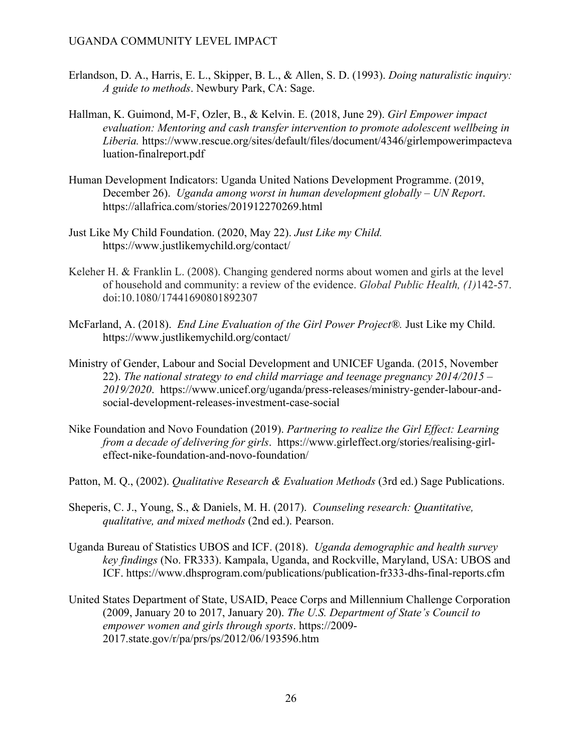Erlandson, D. A., Harris, E. L., Skipper, B. L., & Allen, S. D. (1993). *Doing naturalistic inquiry: A guide to methods*. Newbury Park, CA: Sage.

Hallman, K. Guimond, M-F, Ozler, B., & Kelvin. E. (2018, June 29). *Girl Empower impact evaluation: Mentoring and cash transfer intervention to promote adolescent wellbeing in Liberia.* https://www.rescue.org/sites/default/files/document/4346/girlempowerimpactevaluation-finalreport.pdf

Human Development Indicators: Uganda United Nations Development Programme. (2019, December 26). *Uganda among worst in human development globally – UN Report*. https://allafrica.com/stories/201912270269.html

Just Like My Child Foundation. (2020, May 22). *Just Like my Child.* https://www.justlikemychild.org/contact/

Keleher H. & Franklin L. (2008). Changing gendered norms about women and girls at the level of household and community: a review of the evidence. *Global Public Health, (1)*142-57. doi:10.1080/17441690801892307

McFarland, A. (2018). *End Line Evaluation of the Girl Power Project®.* Just Like my Child. https://www.justlikemychild.org/contact/

Ministry of Gender, Labour and Social Development and UNICEF Uganda. (2015, November 22). *The national strategy to end child marriage and teenage pregnancy 2014/2015 – 2019/2020*. https://www.unicef.org/uganda/press-releases/ministry-gender-labour-and-social-development-releases-investment-case-social

Nike Foundation and Novo Foundation (2019). *Partnering to realize the Girl Effect: Learning from a decade of delivering for girls*. https://www.girleffect.org/stories/realising-girl-effect-nike-foundation-and-novo-foundation/

Patton, M. Q., (2002). *Qualitative Research & Evaluation Methods* (3rd ed.) Sage Publications.

Sheperis, C. J., Young, S., & Daniels, M. H. (2017). *Counseling research: Quantitative, qualitative, and mixed methods* (2nd ed.). Pearson.

Uganda Bureau of Statistics UBOS and ICF. (2018). *Uganda demographic and health survey key findings* (No. FR333). Kampala, Uganda, and Rockville, Maryland, USA: UBOS and ICF. https://www.dhsprogram.com/publications/publication-fr333-dhs-final-reports.cfm

United States Department of State, USAID, Peace Corps and Millennium Challenge Corporation (2009, January 20 to 2017, January 20). *The U.S. Department of State's Council to empower women and girls through sports*. https://2009-2017.state.gov/r/pa/prs/ps/2012/06/193596.htm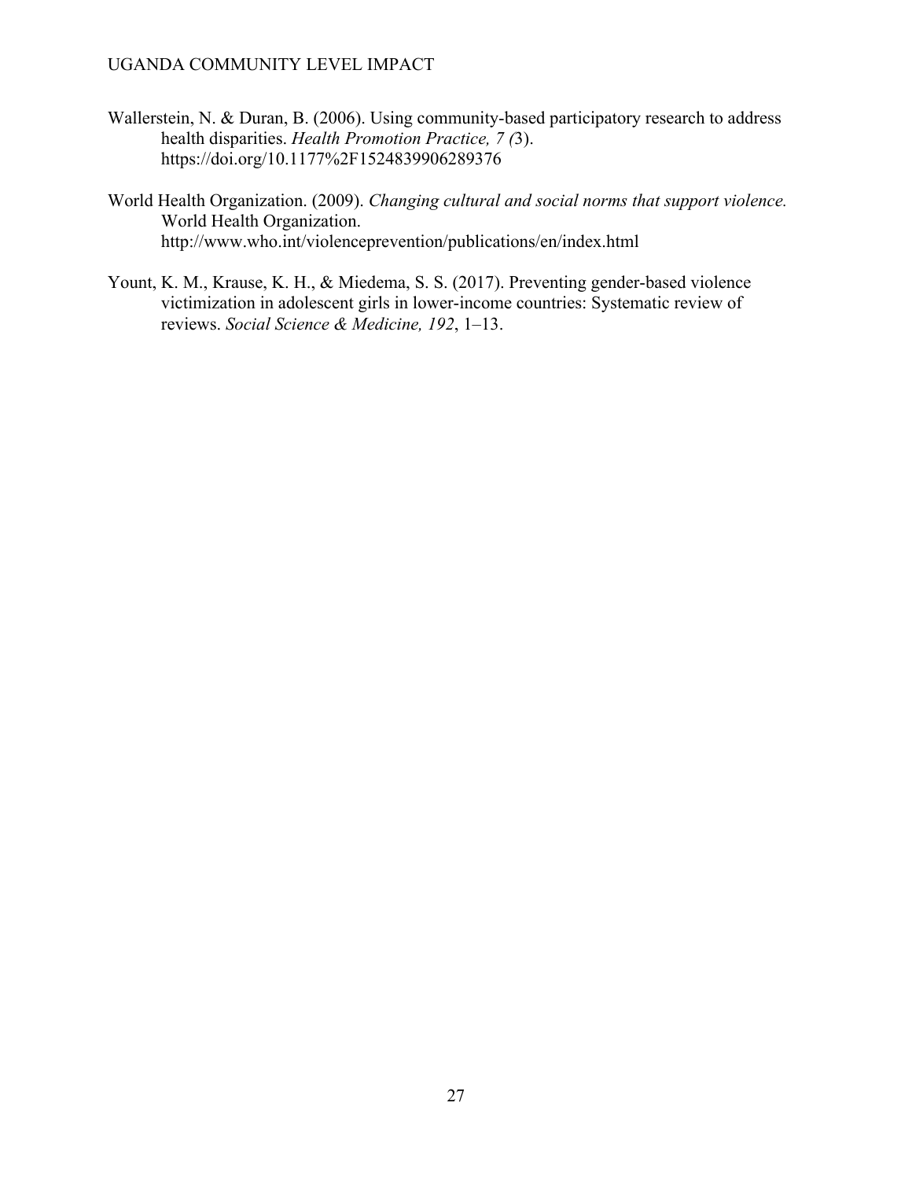Wallerstein, N. & Duran, B. (2006). Using community-based participatory research to address health disparities. *Health Promotion Practice, 7 (*3). https://doi.org/10.1177%2F1524839906289376

World Health Organization. (2009). *Changing cultural and social norms that support violence.* World Health Organization. http://www.who.int/violenceprevention/publications/en/index.html

Yount, K. M., Krause, K. H., & Miedema, S. S. (2017). Preventing gender-based violence victimization in adolescent girls in lower-income countries: Systematic review of reviews. *Social Science & Medicine, 192*, 1–13.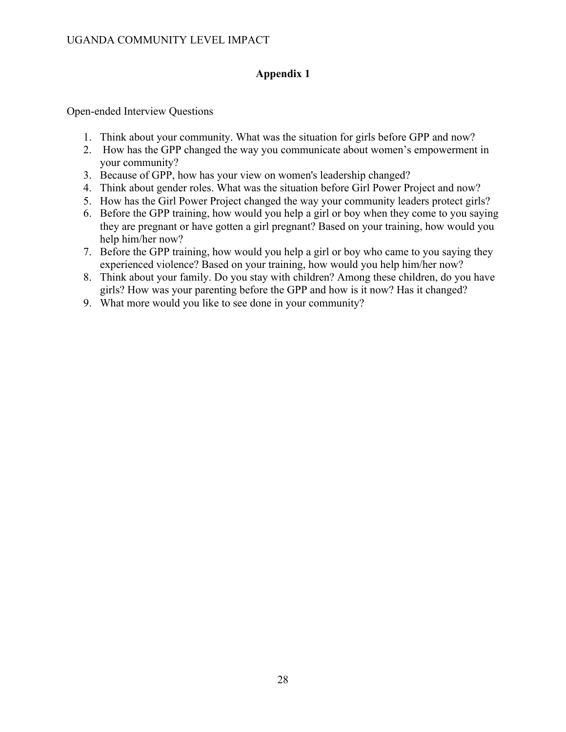# Appendix 1

Open-ended Interview Questions

1. Think about your community. What was the situation for girls before GPP and now?
2. How has the GPP changed the way you communicate about women's empowerment in your community?
3. Because of GPP, how has your view on women's leadership changed?
4. Think about gender roles. What was the situation before Girl Power Project and now?
5. How has the Girl Power Project changed the way your community leaders protect girls?
6. Before the GPP training, how would you help a girl or boy when they come to you saying they are pregnant or have gotten a girl pregnant? Based on your training, how would you help him/her now?
7. Before the GPP training, how would you help a girl or boy who came to you saying they experienced violence? Based on your training, how would you help him/her now?
8. Think about your family. Do you stay with children? Among these children, do you have girls? How was your parenting before the GPP and how is it now? Has it changed?
9. What more would you like to see done in your community?